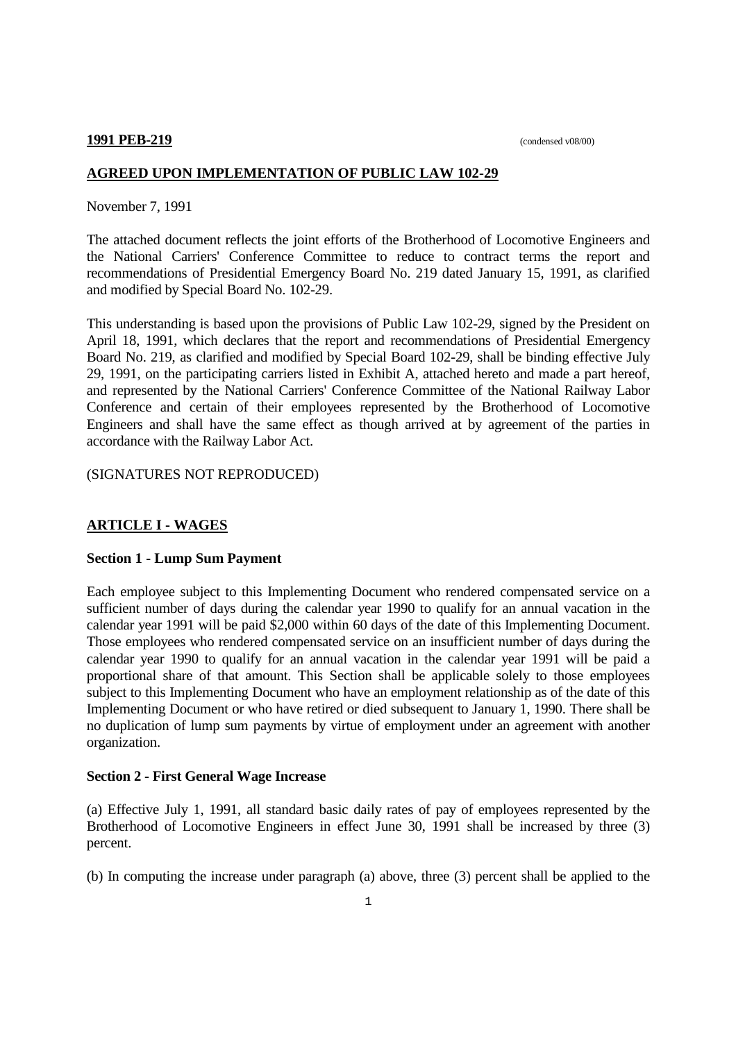**1991 PEB-219** (condensed v08/00)

## AGREED UPON IMPLEMENTATION OF PUBLIC LAW 102-29

November 7, 1991

The attached document reflects the joint efforts of the Brotherhood of Locomotive Engineers and the National Carriers' Conference Committee to reduce to contract terms the report and recommendations of Presidential Emergency Board No. 219 dated January 15, 1991, as clarified and modified by Special Board No. 102-29.

This understanding is based upon the provisions of Public Law 102-29, signed by the President on April 18, 1991, which declares that the report and recommendations of Presidential Emergency Board No. 219, as clarified and modified by Special Board 102-29, shall be binding effective July 29, 1991, on the participating carriers listed in Exhibit A, attached hereto and made a part hereof, and represented by the National Carriers' Conference Committee of the National Railway Labor Conference and certain of their employees represented by the Brotherhood of Locomotive Engineers and shall have the same effect as though arrived at by agreement of the parties in accordance with the Railway Labor Act.

(SIGNATURES NOT REPRODUCED)

## ARTICLE I - WAGES

### Section 1 - Lump Sum Payment

Each employee subject to this Implementing Document who rendered compensated service on a sufficient number of days during the calendar year 1990 to qualify for an annual vacation in the calendar year 1991 will be paid $2,000 within 60 days of the date of this Implementing Document. Those employees who rendered compensated service on an insufficient number of days during the calendar year 1990 to qualify for an annual vacation in the calendar year 1991 will be paid a proportional share of that amount. This Section shall be applicable solely to those employees subject to this Implementing Document who have an employment relationship as of the date of this Implementing Document or who have retired or died subsequent to January 1, 1990. There shall be no duplication of lump sum payments by virtue of employment under an agreement with another organization.

### Section 2 - First General Wage Increase

(a) Effective July 1, 1991, all standard basic daily rates of pay of employees represented by the Brotherhood of Locomotive Engineers in effect June 30, 1991 shall be increased by three (3) percent.

(b) In computing the increase under paragraph (a) above, three (3) percent shall be applied to the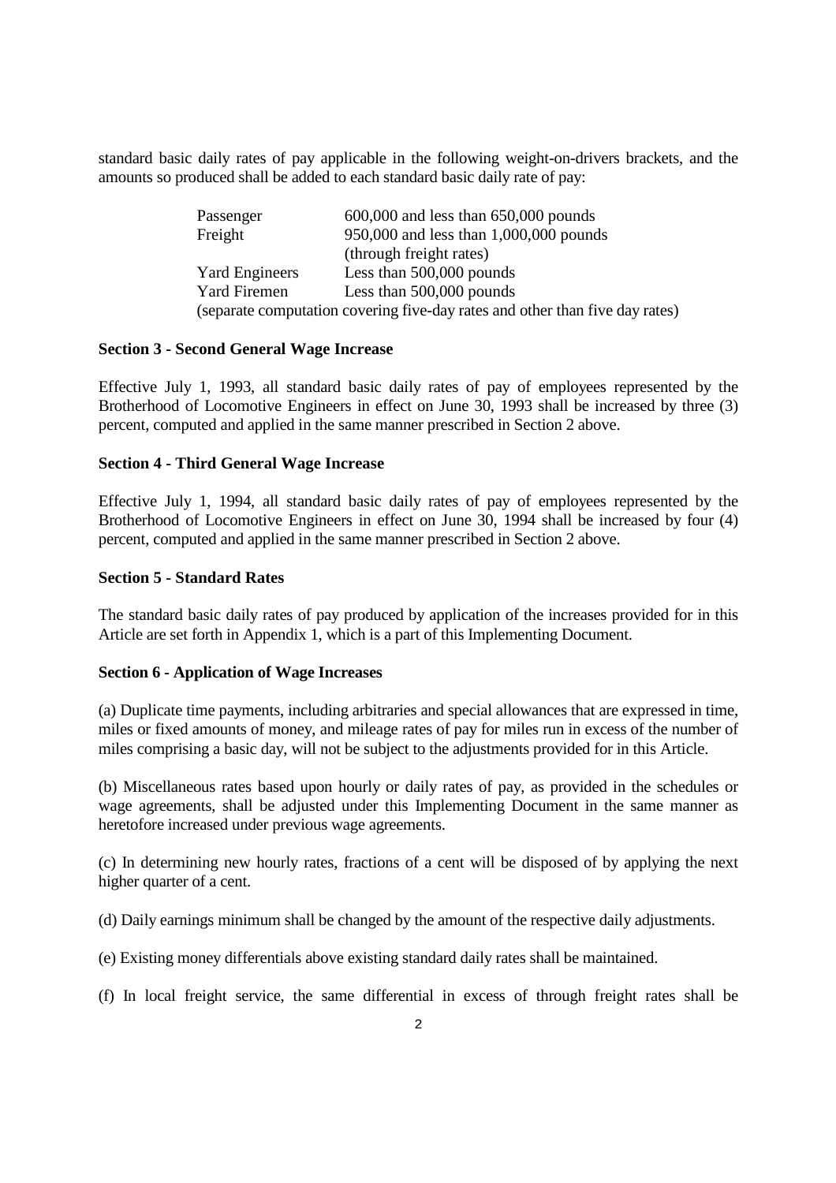standard basic daily rates of pay applicable in the following weight-on-drivers brackets, and the amounts so produced shall be added to each standard basic daily rate of pay:

| | |
|---|---|
| Passenger | 600,000 and less than 650,000 pounds |
| Freight | 950,000 and less than 1,000,000 pounds (through freight rates) |
| Yard Engineers | Less than 500,000 pounds |
| Yard Firemen | Less than 500,000 pounds |

(separate computation covering five-day rates and other than five day rates)

**Section 3 - Second General Wage Increase**

Effective July 1, 1993, all standard basic daily rates of pay of employees represented by the Brotherhood of Locomotive Engineers in effect on June 30, 1993 shall be increased by three (3) percent, computed and applied in the same manner prescribed in Section 2 above.

**Section 4 - Third General Wage Increase**

Effective July 1, 1994, all standard basic daily rates of pay of employees represented by the Brotherhood of Locomotive Engineers in effect on June 30, 1994 shall be increased by four (4) percent, computed and applied in the same manner prescribed in Section 2 above.

**Section 5 - Standard Rates**

The standard basic daily rates of pay produced by application of the increases provided for in this Article are set forth in Appendix 1, which is a part of this Implementing Document.

**Section 6 - Application of Wage Increases**

(a) Duplicate time payments, including arbitraries and special allowances that are expressed in time, miles or fixed amounts of money, and mileage rates of pay for miles run in excess of the number of miles comprising a basic day, will not be subject to the adjustments provided for in this Article.

(b) Miscellaneous rates based upon hourly or daily rates of pay, as provided in the schedules or wage agreements, shall be adjusted under this Implementing Document in the same manner as heretofore increased under previous wage agreements.

(c) In determining new hourly rates, fractions of a cent will be disposed of by applying the next higher quarter of a cent.

(d) Daily earnings minimum shall be changed by the amount of the respective daily adjustments.

(e) Existing money differentials above existing standard daily rates shall be maintained.

(f) In local freight service, the same differential in excess of through freight rates shall be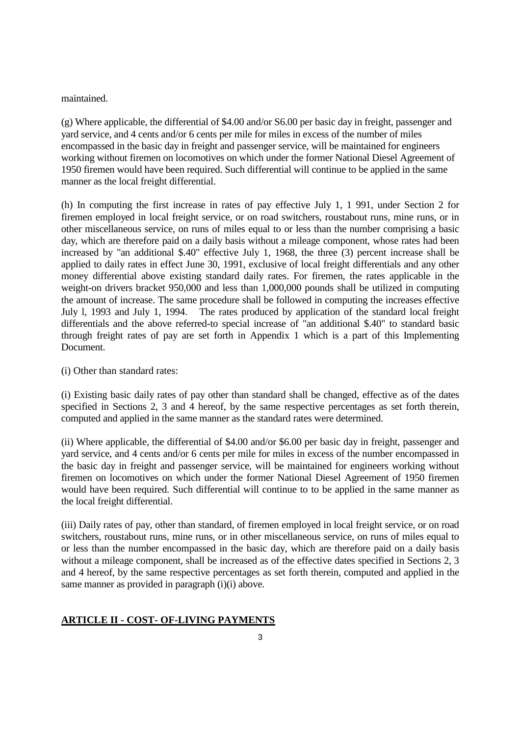maintained.

(g) Where applicable, the differential of $4.00 and/or S6.00 per basic day in freight, passenger and yard service, and 4 cents and/or 6 cents per mile for miles in excess of the number of miles encompassed in the basic day in freight and passenger service, will be maintained for engineers working without firemen on locomotives on which under the former National Diesel Agreement of 1950 firemen would have been required. Such differential will continue to be applied in the same manner as the local freight differential.

(h) In computing the first increase in rates of pay effective July 1, 1 991, under Section 2 for firemen employed in local freight service, or on road switchers, roustabout runs, mine runs, or in other miscellaneous service, on runs of miles equal to or less than the number comprising a basic day, which are therefore paid on a daily basis without a mileage component, whose rates had been increased by "an additional $.40" effective July 1, 1968, the three (3) percent increase shall be applied to daily rates in effect June 30, 1991, exclusive of local freight differentials and any other money differential above existing standard daily rates. For firemen, the rates applicable in the weight-on drivers bracket 950,000 and less than 1,000,000 pounds shall be utilized in computing the amount of increase. The same procedure shall be followed in computing the increases effective July l, 1993 and July 1, 1994. The rates produced by application of the standard local freight differentials and the above referred-to special increase of "an additional $.40" to standard basic through freight rates of pay are set forth in Appendix 1 which is a part of this Implementing Document.

(i) Other than standard rates:

(i) Existing basic daily rates of pay other than standard shall be changed, effective as of the dates specified in Sections 2, 3 and 4 hereof, by the same respective percentages as set forth therein, computed and applied in the same manner as the standard rates were determined.

(ii) Where applicable, the differential of $4.00 and/or $6.00 per basic day in freight, passenger and yard service, and 4 cents and/or 6 cents per mile for miles in excess of the number encompassed in the basic day in freight and passenger service, will be maintained for engineers working without firemen on locomotives on which under the former National Diesel Agreement of 1950 firemen would have been required. Such differential will continue to to be applied in the same manner as the local freight differential.

(iii) Daily rates of pay, other than standard, of firemen employed in local freight service, or on road switchers, roustabout runs, mine runs, or in other miscellaneous service, on runs of miles equal to or less than the number encompassed in the basic day, which are therefore paid on a daily basis without a mileage component, shall be increased as of the effective dates specified in Sections 2, 3 and 4 hereof, by the same respective percentages as set forth therein, computed and applied in the same manner as provided in paragraph (i)(i) above.

## ARTICLE II - COST- OF-LIVING PAYMENTS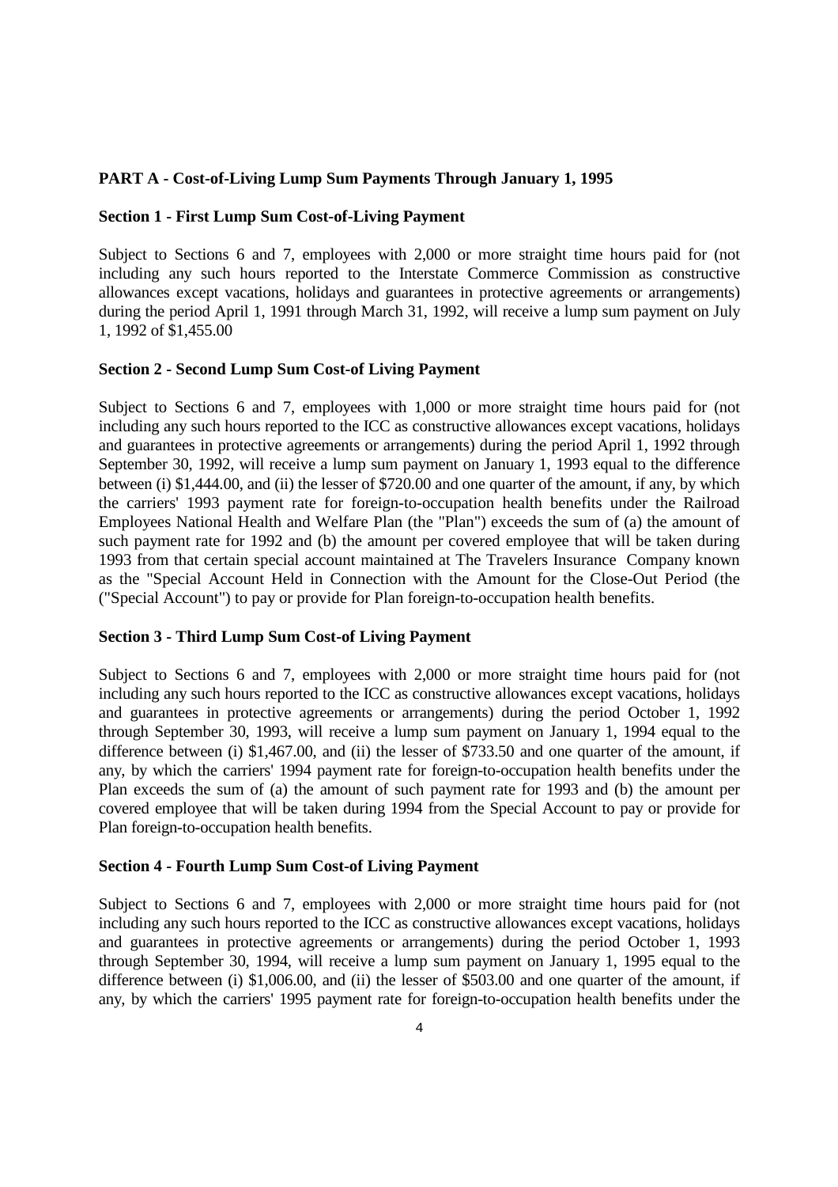**PART A - Cost-of-Living Lump Sum Payments Through January 1, 1995**

**Section 1 - First Lump Sum Cost-of-Living Payment**

Subject to Sections 6 and 7, employees with 2,000 or more straight time hours paid for (not including any such hours reported to the Interstate Commerce Commission as constructive allowances except vacations, holidays and guarantees in protective agreements or arrangements) during the period April 1, 1991 through March 31, 1992, will receive a lump sum payment on July 1, 1992 of $1,455.00

**Section 2 - Second Lump Sum Cost-of Living Payment**

Subject to Sections 6 and 7, employees with 1,000 or more straight time hours paid for (not including any such hours reported to the ICC as constructive allowances except vacations, holidays and guarantees in protective agreements or arrangements) during the period April 1, 1992 through September 30, 1992, will receive a lump sum payment on January 1, 1993 equal to the difference between (i) $1,444.00, and (ii) the lesser of $720.00 and one quarter of the amount, if any, by which the carriers' 1993 payment rate for foreign-to-occupation health benefits under the Railroad Employees National Health and Welfare Plan (the "Plan") exceeds the sum of (a) the amount of such payment rate for 1992 and (b) the amount per covered employee that will be taken during 1993 from that certain special account maintained at The Travelers Insurance Company known as the "Special Account Held in Connection with the Amount for the Close-Out Period (the ("Special Account") to pay or provide for Plan foreign-to-occupation health benefits.

**Section 3 - Third Lump Sum Cost-of Living Payment**

Subject to Sections 6 and 7, employees with 2,000 or more straight time hours paid for (not including any such hours reported to the ICC as constructive allowances except vacations, holidays and guarantees in protective agreements or arrangements) during the period October 1, 1992 through September 30, 1993, will receive a lump sum payment on January 1, 1994 equal to the difference between (i) $1,467.00, and (ii) the lesser of $733.50 and one quarter of the amount, if any, by which the carriers' 1994 payment rate for foreign-to-occupation health benefits under the Plan exceeds the sum of (a) the amount of such payment rate for 1993 and (b) the amount per covered employee that will be taken during 1994 from the Special Account to pay or provide for Plan foreign-to-occupation health benefits.

**Section 4 - Fourth Lump Sum Cost-of Living Payment**

Subject to Sections 6 and 7, employees with 2,000 or more straight time hours paid for (not including any such hours reported to the ICC as constructive allowances except vacations, holidays and guarantees in protective agreements or arrangements) during the period October 1, 1993 through September 30, 1994, will receive a lump sum payment on January 1, 1995 equal to the difference between (i) $1,006.00, and (ii) the lesser of $503.00 and one quarter of the amount, if any, by which the carriers' 1995 payment rate for foreign-to-occupation health benefits under the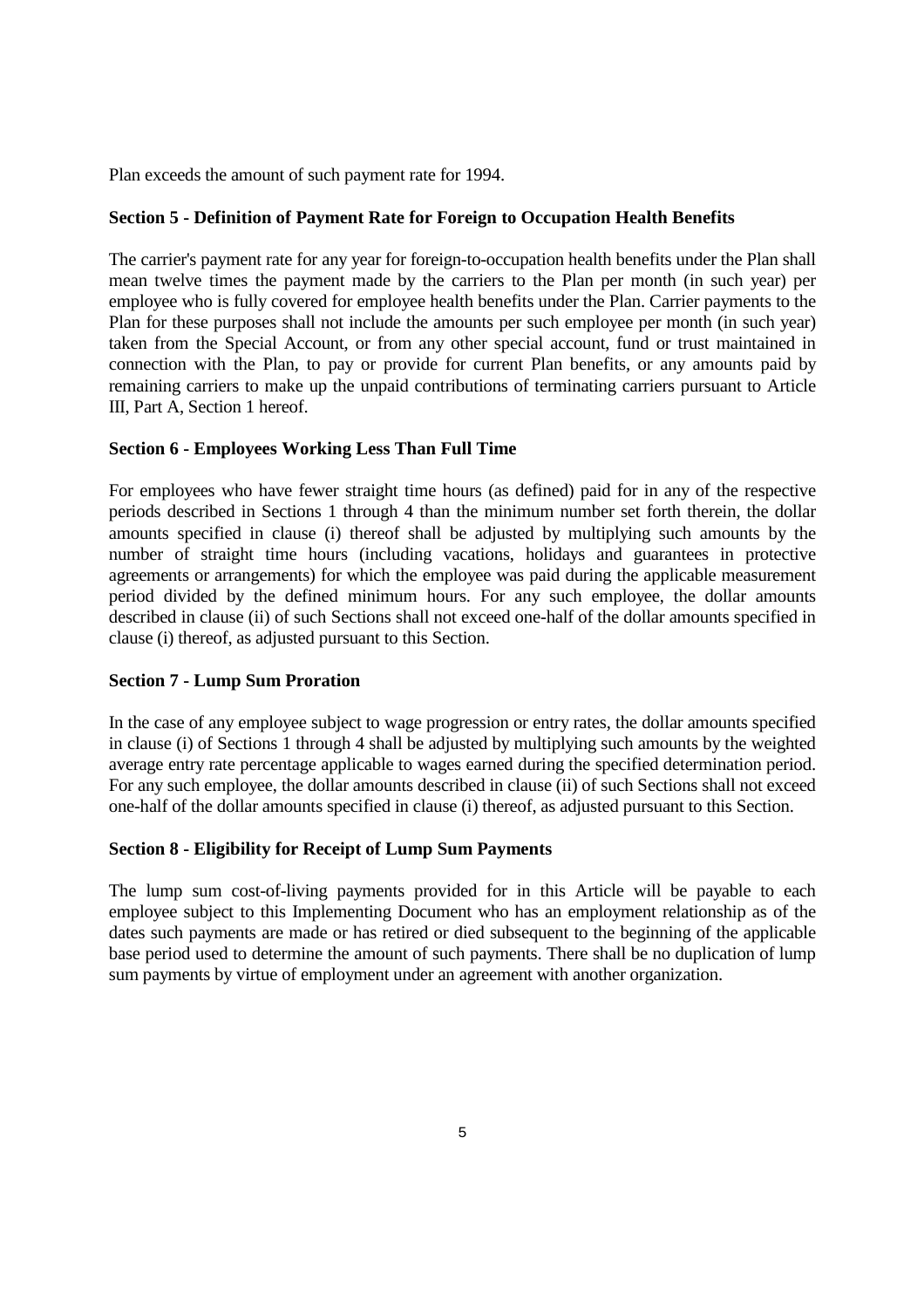Plan exceeds the amount of such payment rate for 1994.

**Section 5 - Definition of Payment Rate for Foreign to Occupation Health Benefits**

The carrier's payment rate for any year for foreign-to-occupation health benefits under the Plan shall mean twelve times the payment made by the carriers to the Plan per month (in such year) per employee who is fully covered for employee health benefits under the Plan. Carrier payments to the Plan for these purposes shall not include the amounts per such employee per month (in such year) taken from the Special Account, or from any other special account, fund or trust maintained in connection with the Plan, to pay or provide for current Plan benefits, or any amounts paid by remaining carriers to make up the unpaid contributions of terminating carriers pursuant to Article III, Part A, Section 1 hereof.

**Section 6 - Employees Working Less Than Full Time**

For employees who have fewer straight time hours (as defined) paid for in any of the respective periods described in Sections 1 through 4 than the minimum number set forth therein, the dollar amounts specified in clause (i) thereof shall be adjusted by multiplying such amounts by the number of straight time hours (including vacations, holidays and guarantees in protective agreements or arrangements) for which the employee was paid during the applicable measurement period divided by the defined minimum hours. For any such employee, the dollar amounts described in clause (ii) of such Sections shall not exceed one-half of the dollar amounts specified in clause (i) thereof, as adjusted pursuant to this Section.

**Section 7 - Lump Sum Proration**

In the case of any employee subject to wage progression or entry rates, the dollar amounts specified in clause (i) of Sections 1 through 4 shall be adjusted by multiplying such amounts by the weighted average entry rate percentage applicable to wages earned during the specified determination period. For any such employee, the dollar amounts described in clause (ii) of such Sections shall not exceed one-half of the dollar amounts specified in clause (i) thereof, as adjusted pursuant to this Section.

**Section 8 - Eligibility for Receipt of Lump Sum Payments**

The lump sum cost-of-living payments provided for in this Article will be payable to each employee subject to this Implementing Document who has an employment relationship as of the dates such payments are made or has retired or died subsequent to the beginning of the applicable base period used to determine the amount of such payments. There shall be no duplication of lump sum payments by virtue of employment under an agreement with another organization.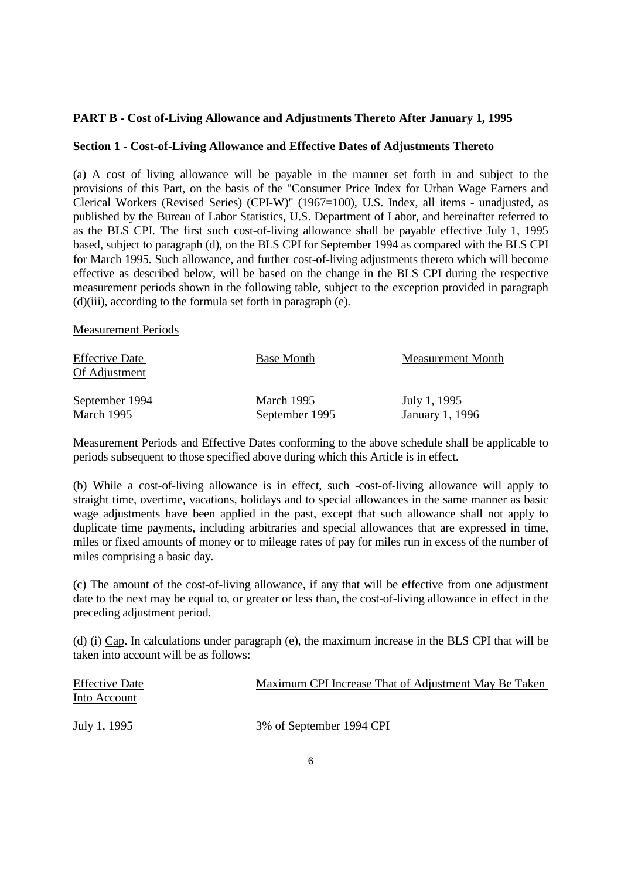**PART B - Cost of-Living Allowance and Adjustments Thereto After January 1, 1995**

**Section 1 - Cost-of-Living Allowance and Effective Dates of Adjustments Thereto**

(a) A cost of living allowance will be payable in the manner set forth in and subject to the provisions of this Part, on the basis of the "Consumer Price Index for Urban Wage Earners and Clerical Workers (Revised Series) (CPI-W)" (1967=100), U.S. Index, all items - unadjusted, as published by the Bureau of Labor Statistics, U.S. Department of Labor, and hereinafter referred to as the BLS CPI. The first such cost-of-living allowance shall be payable effective July 1, 1995 based, subject to paragraph (d), on the BLS CPI for September 1994 as compared with the BLS CPI for March 1995. Such allowance, and further cost-of-living adjustments thereto which will become effective as described below, will be based on the change in the BLS CPI during the respective measurement periods shown in the following table, subject to the exception provided in paragraph (d)(iii), according to the formula set forth in paragraph (e).

Measurement Periods

| Effective Date Of Adjustment | Base Month | Measurement Month |
|---|---|---|
| September 1994 | March 1995 | July 1, 1995 |
| March 1995 | September 1995 | January 1, 1996 |

Measurement Periods and Effective Dates conforming to the above schedule shall be applicable to periods subsequent to those specified above during which this Article is in effect.

(b) While a cost-of-living allowance is in effect, such -cost-of-living allowance will apply to straight time, overtime, vacations, holidays and to special allowances in the same manner as basic wage adjustments have been applied in the past, except that such allowance shall not apply to duplicate time payments, including arbitraries and special allowances that are expressed in time, miles or fixed amounts of money or to mileage rates of pay for miles run in excess of the number of miles comprising a basic day.

(c) The amount of the cost-of-living allowance, if any that will be effective from one adjustment date to the next may be equal to, or greater or less than, the cost-of-living allowance in effect in the preceding adjustment period.

(d) (i) Cap. In calculations under paragraph (e), the maximum increase in the BLS CPI that will be taken into account will be as follows:

| Effective Date | Maximum CPI Increase That of Adjustment May Be Taken Into Account |
|---|---|
| July 1, 1995 | 3% of September 1994 CPI |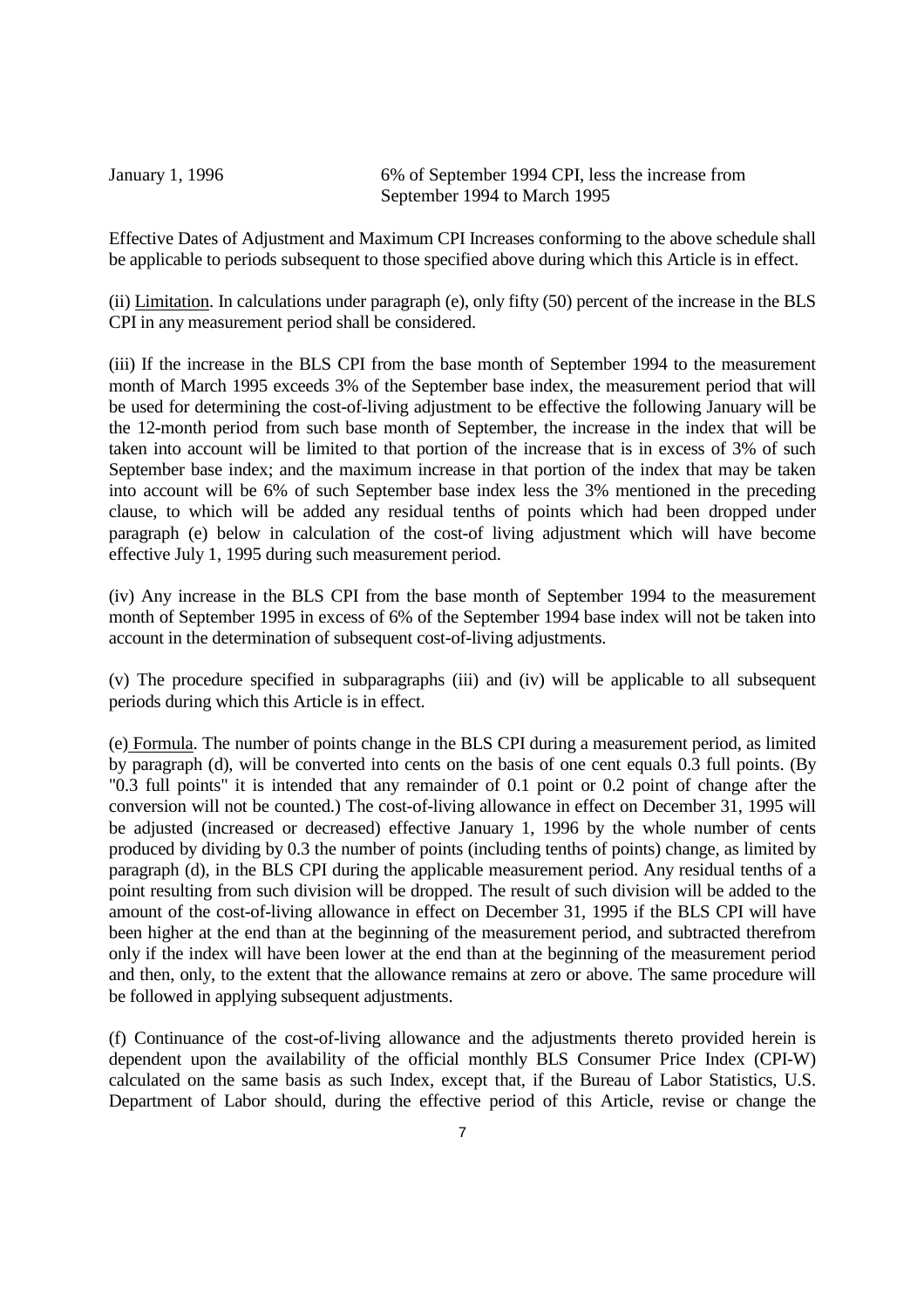| | |
|---|---|
| January 1, 1996 | 6% of September 1994 CPI, less the increase from September 1994 to March 1995 |

Effective Dates of Adjustment and Maximum CPI Increases conforming to the above schedule shall be applicable to periods subsequent to those specified above during which this Article is in effect.

(ii) Limitation. In calculations under paragraph (e), only fifty (50) percent of the increase in the BLS CPI in any measurement period shall be considered.

(iii) If the increase in the BLS CPI from the base month of September 1994 to the measurement month of March 1995 exceeds 3% of the September base index, the measurement period that will be used for determining the cost-of-living adjustment to be effective the following January will be the 12-month period from such base month of September, the increase in the index that will be taken into account will be limited to that portion of the increase that is in excess of 3% of such September base index; and the maximum increase in that portion of the index that may be taken into account will be 6% of such September base index less the 3% mentioned in the preceding clause, to which will be added any residual tenths of points which had been dropped under paragraph (e) below in calculation of the cost-of living adjustment which will have become effective July 1, 1995 during such measurement period.

(iv) Any increase in the BLS CPI from the base month of September 1994 to the measurement month of September 1995 in excess of 6% of the September 1994 base index will not be taken into account in the determination of subsequent cost-of-living adjustments.

(v) The procedure specified in subparagraphs (iii) and (iv) will be applicable to all subsequent periods during which this Article is in effect.

(e) Formula. The number of points change in the BLS CPI during a measurement period, as limited by paragraph (d), will be converted into cents on the basis of one cent equals 0.3 full points. (By "0.3 full points" it is intended that any remainder of 0.1 point or 0.2 point of change after the conversion will not be counted.) The cost-of-living allowance in effect on December 31, 1995 will be adjusted (increased or decreased) effective January 1, 1996 by the whole number of cents produced by dividing by 0.3 the number of points (including tenths of points) change, as limited by paragraph (d), in the BLS CPI during the applicable measurement period. Any residual tenths of a point resulting from such division will be dropped. The result of such division will be added to the amount of the cost-of-living allowance in effect on December 31, 1995 if the BLS CPI will have been higher at the end than at the beginning of the measurement period, and subtracted therefrom only if the index will have been lower at the end than at the beginning of the measurement period and then, only, to the extent that the allowance remains at zero or above. The same procedure will be followed in applying subsequent adjustments.

(f) Continuance of the cost-of-living allowance and the adjustments thereto provided herein is dependent upon the availability of the official monthly BLS Consumer Price Index (CPI-W) calculated on the same basis as such Index, except that, if the Bureau of Labor Statistics, U.S. Department of Labor should, during the effective period of this Article, revise or change the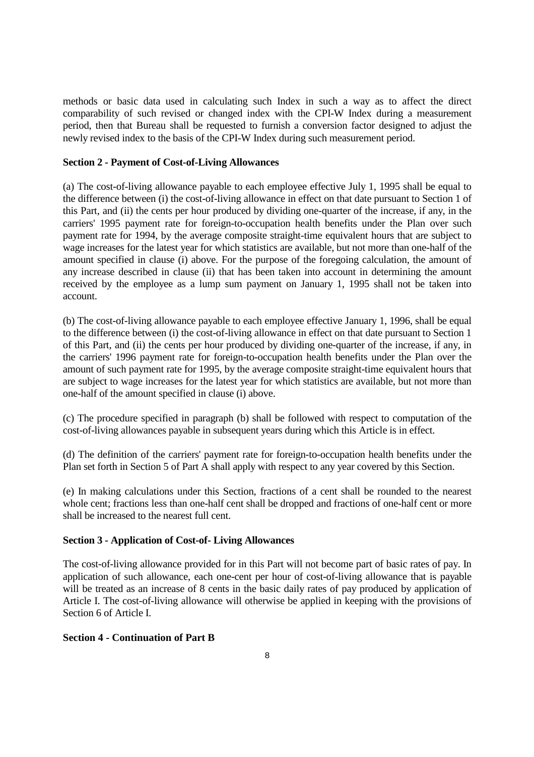methods or basic data used in calculating such Index in such a way as to affect the direct comparability of such revised or changed index with the CPI-W Index during a measurement period, then that Bureau shall be requested to furnish a conversion factor designed to adjust the newly revised index to the basis of the CPI-W Index during such measurement period.

**Section 2 - Payment of Cost-of-Living Allowances**

(a) The cost-of-living allowance payable to each employee effective July 1, 1995 shall be equal to the difference between (i) the cost-of-living allowance in effect on that date pursuant to Section 1 of this Part, and (ii) the cents per hour produced by dividing one-quarter of the increase, if any, in the carriers' 1995 payment rate for foreign-to-occupation health benefits under the Plan over such payment rate for 1994, by the average composite straight-time equivalent hours that are subject to wage increases for the latest year for which statistics are available, but not more than one-half of the amount specified in clause (i) above. For the purpose of the foregoing calculation, the amount of any increase described in clause (ii) that has been taken into account in determining the amount received by the employee as a lump sum payment on January 1, 1995 shall not be taken into account.

(b) The cost-of-living allowance payable to each employee effective January 1, 1996, shall be equal to the difference between (i) the cost-of-living allowance in effect on that date pursuant to Section 1 of this Part, and (ii) the cents per hour produced by dividing one-quarter of the increase, if any, in the carriers' 1996 payment rate for foreign-to-occupation health benefits under the Plan over the amount of such payment rate for 1995, by the average composite straight-time equivalent hours that are subject to wage increases for the latest year for which statistics are available, but not more than one-half of the amount specified in clause (i) above.

(c) The procedure specified in paragraph (b) shall be followed with respect to computation of the cost-of-living allowances payable in subsequent years during which this Article is in effect.

(d) The definition of the carriers' payment rate for foreign-to-occupation health benefits under the Plan set forth in Section 5 of Part A shall apply with respect to any year covered by this Section.

(e) In making calculations under this Section, fractions of a cent shall be rounded to the nearest whole cent; fractions less than one-half cent shall be dropped and fractions of one-half cent or more shall be increased to the nearest full cent.

**Section 3 - Application of Cost-of- Living Allowances**

The cost-of-living allowance provided for in this Part will not become part of basic rates of pay. In application of such allowance, each one-cent per hour of cost-of-living allowance that is payable will be treated as an increase of 8 cents in the basic daily rates of pay produced by application of Article I. The cost-of-living allowance will otherwise be applied in keeping with the provisions of Section 6 of Article I.

**Section 4 - Continuation of Part B**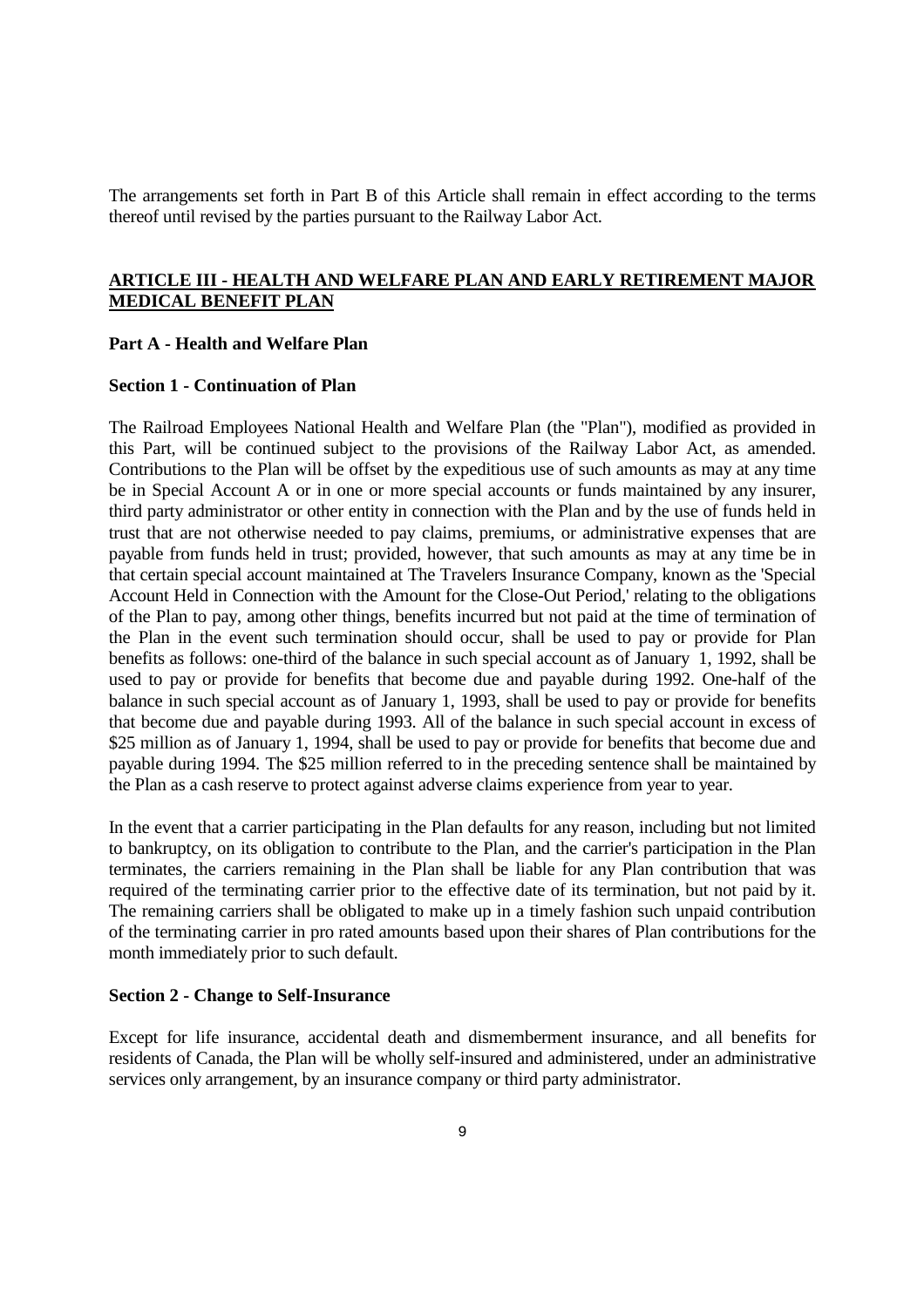The arrangements set forth in Part B of this Article shall remain in effect according to the terms thereof until revised by the parties pursuant to the Railway Labor Act.

## ARTICLE III - HEALTH AND WELFARE PLAN AND EARLY RETIREMENT MAJOR MEDICAL BENEFIT PLAN

### Part A - Health and Welfare Plan

#### Section 1 - Continuation of Plan

The Railroad Employees National Health and Welfare Plan (the "Plan"), modified as provided in this Part, will be continued subject to the provisions of the Railway Labor Act, as amended. Contributions to the Plan will be offset by the expeditious use of such amounts as may at any time be in Special Account A or in one or more special accounts or funds maintained by any insurer, third party administrator or other entity in connection with the Plan and by the use of funds held in trust that are not otherwise needed to pay claims, premiums, or administrative expenses that are payable from funds held in trust; provided, however, that such amounts as may at any time be in that certain special account maintained at The Travelers Insurance Company, known as the 'Special Account Held in Connection with the Amount for the Close-Out Period,' relating to the obligations of the Plan to pay, among other things, benefits incurred but not paid at the time of termination of the Plan in the event such termination should occur, shall be used to pay or provide for Plan benefits as follows: one-third of the balance in such special account as of January 1, 1992, shall be used to pay or provide for benefits that become due and payable during 1992. One-half of the balance in such special account as of January 1, 1993, shall be used to pay or provide for benefits that become due and payable during 1993. All of the balance in such special account in excess of $25 million as of January 1, 1994, shall be used to pay or provide for benefits that become due and payable during 1994. The $25 million referred to in the preceding sentence shall be maintained by the Plan as a cash reserve to protect against adverse claims experience from year to year.

In the event that a carrier participating in the Plan defaults for any reason, including but not limited to bankruptcy, on its obligation to contribute to the Plan, and the carrier's participation in the Plan terminates, the carriers remaining in the Plan shall be liable for any Plan contribution that was required of the terminating carrier prior to the effective date of its termination, but not paid by it. The remaining carriers shall be obligated to make up in a timely fashion such unpaid contribution of the terminating carrier in pro rated amounts based upon their shares of Plan contributions for the month immediately prior to such default.

#### Section 2 - Change to Self-Insurance

Except for life insurance, accidental death and dismemberment insurance, and all benefits for residents of Canada, the Plan will be wholly self-insured and administered, under an administrative services only arrangement, by an insurance company or third party administrator.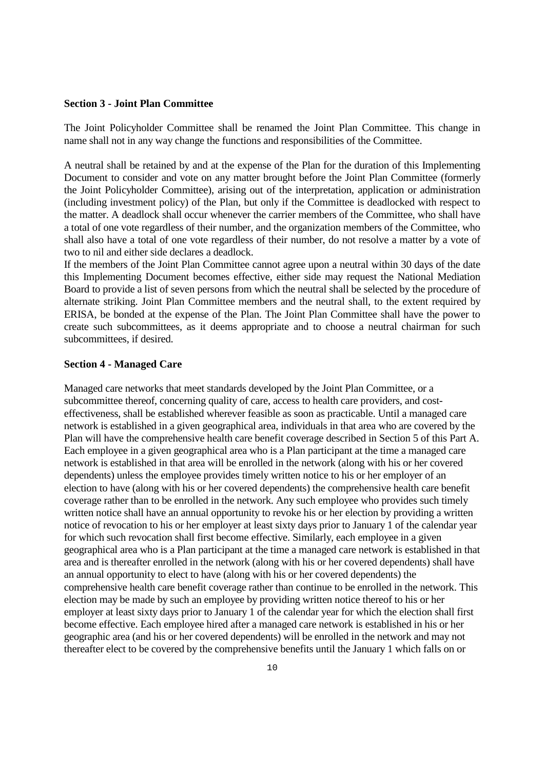**Section 3 - Joint Plan Committee**

The Joint Policyholder Committee shall be renamed the Joint Plan Committee. This change in name shall not in any way change the functions and responsibilities of the Committee.

A neutral shall be retained by and at the expense of the Plan for the duration of this Implementing Document to consider and vote on any matter brought before the Joint Plan Committee (formerly the Joint Policyholder Committee), arising out of the interpretation, application or administration (including investment policy) of the Plan, but only if the Committee is deadlocked with respect to the matter. A deadlock shall occur whenever the carrier members of the Committee, who shall have a total of one vote regardless of their number, and the organization members of the Committee, who shall also have a total of one vote regardless of their number, do not resolve a matter by a vote of two to nil and either side declares a deadlock.

If the members of the Joint Plan Committee cannot agree upon a neutral within 30 days of the date this Implementing Document becomes effective, either side may request the National Mediation Board to provide a list of seven persons from which the neutral shall be selected by the procedure of alternate striking. Joint Plan Committee members and the neutral shall, to the extent required by ERISA, be bonded at the expense of the Plan. The Joint Plan Committee shall have the power to create such subcommittees, as it deems appropriate and to choose a neutral chairman for such subcommittees, if desired.

**Section 4 - Managed Care**

Managed care networks that meet standards developed by the Joint Plan Committee, or a subcommittee thereof, concerning quality of care, access to health care providers, and cost-effectiveness, shall be established wherever feasible as soon as practicable. Until a managed care network is established in a given geographical area, individuals in that area who are covered by the Plan will have the comprehensive health care benefit coverage described in Section 5 of this Part A. Each employee in a given geographical area who is a Plan participant at the time a managed care network is established in that area will be enrolled in the network (along with his or her covered dependents) unless the employee provides timely written notice to his or her employer of an election to have (along with his or her covered dependents) the comprehensive health care benefit coverage rather than to be enrolled in the network. Any such employee who provides such timely written notice shall have an annual opportunity to revoke his or her election by providing a written notice of revocation to his or her employer at least sixty days prior to January 1 of the calendar year for which such revocation shall first become effective. Similarly, each employee in a given geographical area who is a Plan participant at the time a managed care network is established in that area and is thereafter enrolled in the network (along with his or her covered dependents) shall have an annual opportunity to elect to have (along with his or her covered dependents) the comprehensive health care benefit coverage rather than continue to be enrolled in the network. This election may be made by such an employee by providing written notice thereof to his or her employer at least sixty days prior to January 1 of the calendar year for which the election shall first become effective. Each employee hired after a managed care network is established in his or her geographic area (and his or her covered dependents) will be enrolled in the network and may not thereafter elect to be covered by the comprehensive benefits until the January 1 which falls on or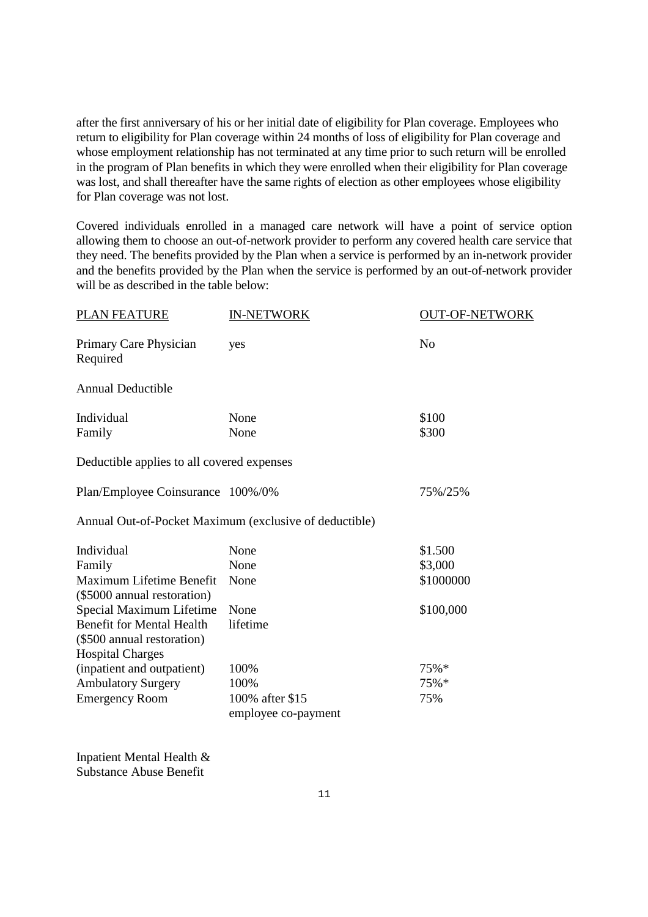after the first anniversary of his or her initial date of eligibility for Plan coverage. Employees who return to eligibility for Plan coverage within 24 months of loss of eligibility for Plan coverage and whose employment relationship has not terminated at any time prior to such return will be enrolled in the program of Plan benefits in which they were enrolled when their eligibility for Plan coverage was lost, and shall thereafter have the same rights of election as other employees whose eligibility for Plan coverage was not lost.

Covered individuals enrolled in a managed care network will have a point of service option allowing them to choose an out-of-network provider to perform any covered health care service that they need. The benefits provided by the Plan when a service is performed by an in-network provider and the benefits provided by the Plan when the service is performed by an out-of-network provider will be as described in the table below:

| PLAN FEATURE | IN-NETWORK | OUT-OF-NETWORK |
|---|---|---|
| Primary Care Physician Required | yes | No |
| Annual Deductible | | |
| Individual | None | $100 |
| Family | None | $300 |
| Deductible applies to all covered expenses | | |
| Plan/Employee Coinsurance | 100%/0% | 75%/25% |
| Annual Out-of-Pocket Maximum (exclusive of deductible) | | |
| Individual | None | $1.500 |
| Family | None | $3,000 |
| Maximum Lifetime Benefit ($5000 annual restoration) | None | $1000000 |
| Special Maximum Lifetime Benefit for Mental Health ($500 annual restoration) | None lifetime | $100,000 |
| Hospital Charges (inpatient and outpatient) | 100% | 75%* |
| Ambulatory Surgery | 100% | 75%* |
| Emergency Room | 100% after $15 employee co-payment | 75% |

Inpatient Mental Health & Substance Abuse Benefit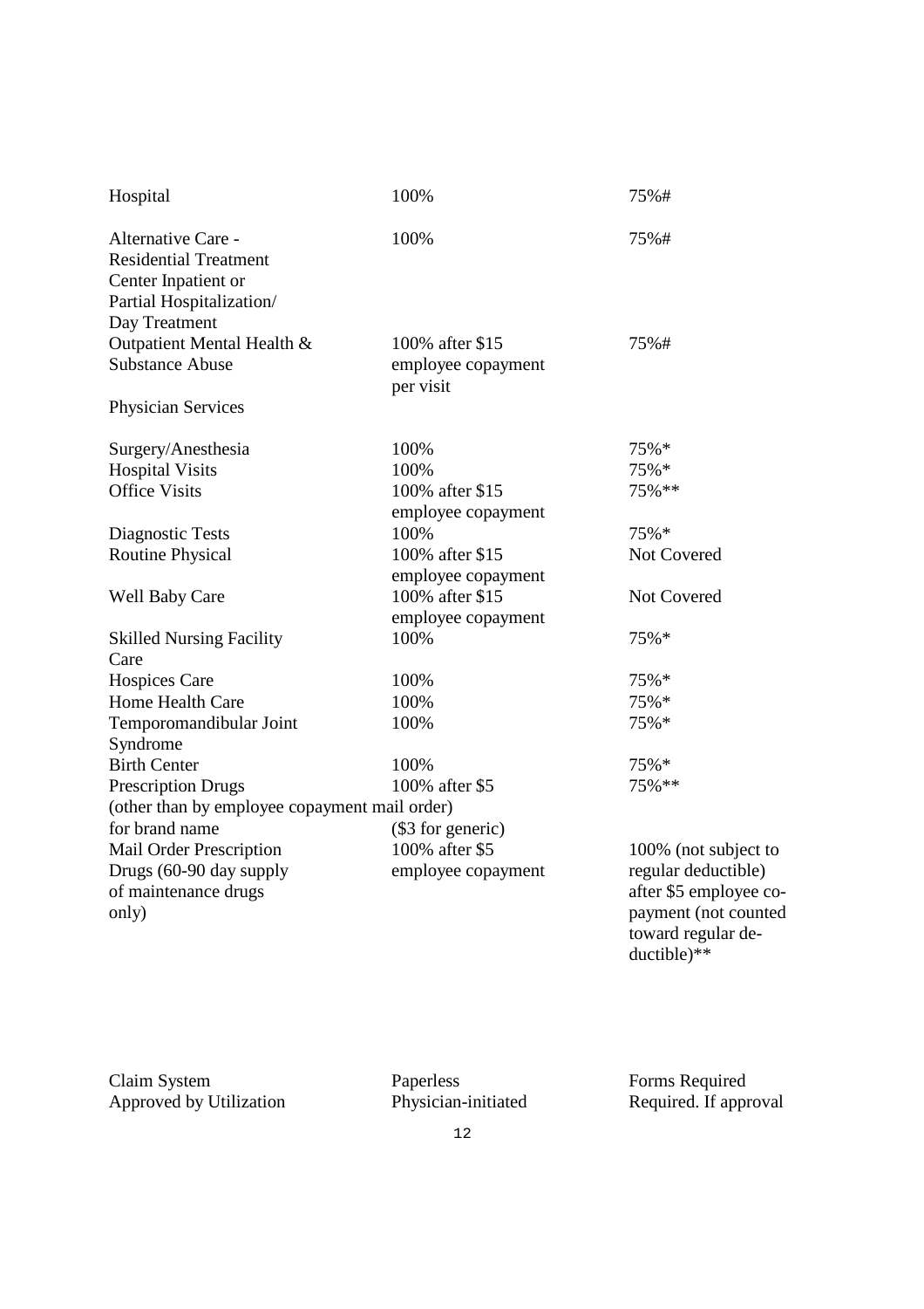| | | |
|---|---|---|
| Hospital | 100% | 75%# |
| Alternative Care - Residential Treatment Center Inpatient or Partial Hospitalization/ Day Treatment | 100% | 75%# |
| Outpatient Mental Health & Substance Abuse | 100% after $15 employee copayment per visit | 75%# |
| Physician Services | | |
| Surgery/Anesthesia | 100% | 75%* |
| Hospital Visits | 100% | 75%* |
| Office Visits | 100% after $15 employee copayment | 75%** |
| Diagnostic Tests | 100% | 75%* |
| Routine Physical | 100% after $15 employee copayment | Not Covered |
| Well Baby Care | 100% after $15 employee copayment | Not Covered |
| Skilled Nursing Facility Care | 100% | 75%* |
| Hospices Care | 100% | 75%* |
| Home Health Care | 100% | 75%* |
| Temporomandibular Joint Syndrome | 100% | 75%* |
| Birth Center | 100% | 75%* |
| Prescription Drugs (other than by employee copayment mail order) for brand name | 100% after $5 ($3 for generic) | 75%** |
| Mail Order Prescription Drugs (60-90 day supply of maintenance drugs only) | 100% after $5 employee copayment | 100% (not subject to regular deductible) after $5 employee co-payment (not counted toward regular de-ductible)** |
| Claim System | Paperless | Forms Required |
| Approved by Utilization | Physician-initiated | Required. If approval |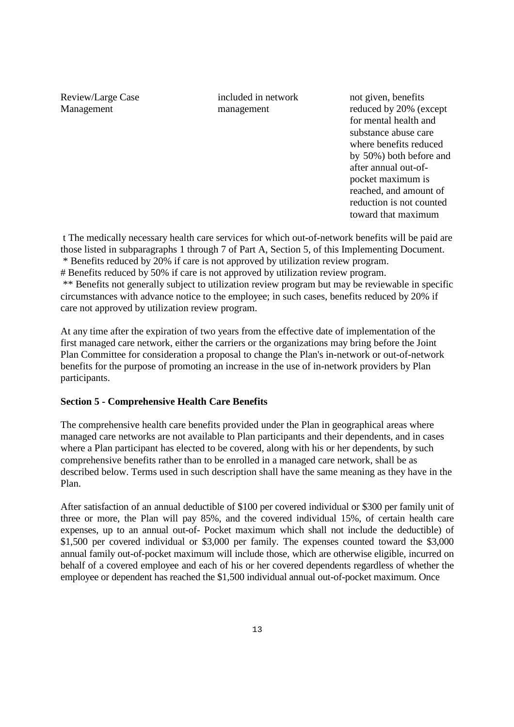| Review/Large Case Management | included in network management | not given, benefits reduced by 20% (except for mental health and substance abuse care where benefits reduced by 50%) both before and after annual out-of-pocket maximum is reached, and amount of reduction is not counted toward that maximum |
|---|---|---|

t The medically necessary health care services for which out-of-network benefits will be paid are those listed in subparagraphs 1 through 7 of Part A, Section 5, of this Implementing Document.
\* Benefits reduced by 20% if care is not approved by utilization review program.
\# Benefits reduced by 50% if care is not approved by utilization review program.
\*\* Benefits not generally subject to utilization review program but may be reviewable in specific circumstances with advance notice to the employee; in such cases, benefits reduced by 20% if care not approved by utilization review program.

At any time after the expiration of two years from the effective date of implementation of the first managed care network, either the carriers or the organizations may bring before the Joint Plan Committee for consideration a proposal to change the Plan's in-network or out-of-network benefits for the purpose of promoting an increase in the use of in-network providers by Plan participants.

**Section 5 - Comprehensive Health Care Benefits**

The comprehensive health care benefits provided under the Plan in geographical areas where managed care networks are not available to Plan participants and their dependents, and in cases where a Plan participant has elected to be covered, along with his or her dependents, by such comprehensive benefits rather than to be enrolled in a managed care network, shall be as described below. Terms used in such description shall have the same meaning as they have in the Plan.

After satisfaction of an annual deductible of $100 per covered individual or $300 per family unit of three or more, the Plan will pay 85%, and the covered individual 15%, of certain health care expenses, up to an annual out-of- Pocket maximum which shall not include the deductible) of $1,500 per covered individual or $3,000 per family. The expenses counted toward the $3,000 annual family out-of-pocket maximum will include those, which are otherwise eligible, incurred on behalf of a covered employee and each of his or her covered dependents regardless of whether the employee or dependent has reached the $1,500 individual annual out-of-pocket maximum. Once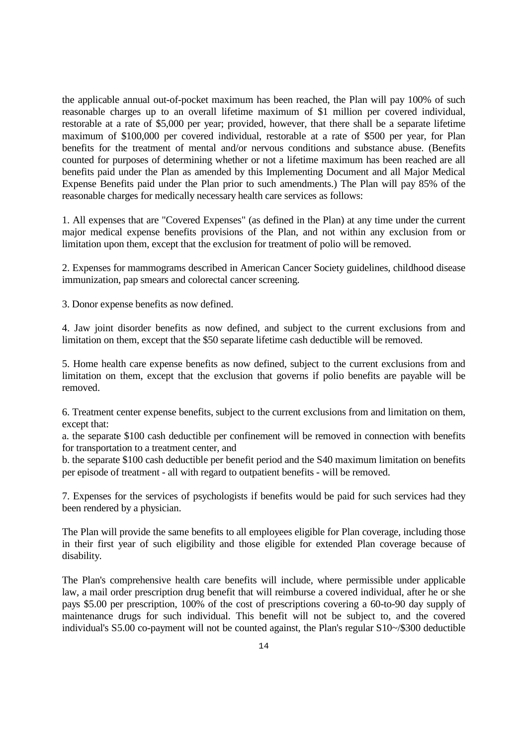the applicable annual out-of-pocket maximum has been reached, the Plan will pay 100% of such reasonable charges up to an overall lifetime maximum of $1 million per covered individual, restorable at a rate of $5,000 per year; provided, however, that there shall be a separate lifetime maximum of $100,000 per covered individual, restorable at a rate of $500 per year, for Plan benefits for the treatment of mental and/or nervous conditions and substance abuse. (Benefits counted for purposes of determining whether or not a lifetime maximum has been reached are all benefits paid under the Plan as amended by this Implementing Document and all Major Medical Expense Benefits paid under the Plan prior to such amendments.) The Plan will pay 85% of the reasonable charges for medically necessary health care services as follows:

1. All expenses that are "Covered Expenses" (as defined in the Plan) at any time under the current major medical expense benefits provisions of the Plan, and not within any exclusion from or limitation upon them, except that the exclusion for treatment of polio will be removed.

2. Expenses for mammograms described in American Cancer Society guidelines, childhood disease immunization, pap smears and colorectal cancer screening.

3. Donor expense benefits as now defined.

4. Jaw joint disorder benefits as now defined, and subject to the current exclusions from and limitation on them, except that the $50 separate lifetime cash deductible will be removed.

5. Home health care expense benefits as now defined, subject to the current exclusions from and limitation on them, except that the exclusion that governs if polio benefits are payable will be removed.

6. Treatment center expense benefits, subject to the current exclusions from and limitation on them, except that:

a. the separate $100 cash deductible per confinement will be removed in connection with benefits for transportation to a treatment center, and

b. the separate $100 cash deductible per benefit period and the S40 maximum limitation on benefits per episode of treatment - all with regard to outpatient benefits - will be removed.

7. Expenses for the services of psychologists if benefits would be paid for such services had they been rendered by a physician.

The Plan will provide the same benefits to all employees eligible for Plan coverage, including those in their first year of such eligibility and those eligible for extended Plan coverage because of disability.

The Plan's comprehensive health care benefits will include, where permissible under applicable law, a mail order prescription drug benefit that will reimburse a covered individual, after he or she pays $5.00 per prescription, 100% of the cost of prescriptions covering a 60-to-90 day supply of maintenance drugs for such individual. This benefit will not be subject to, and the covered individual's S5.00 co-payment will not be counted against, the Plan's regular S10~/$300 deductible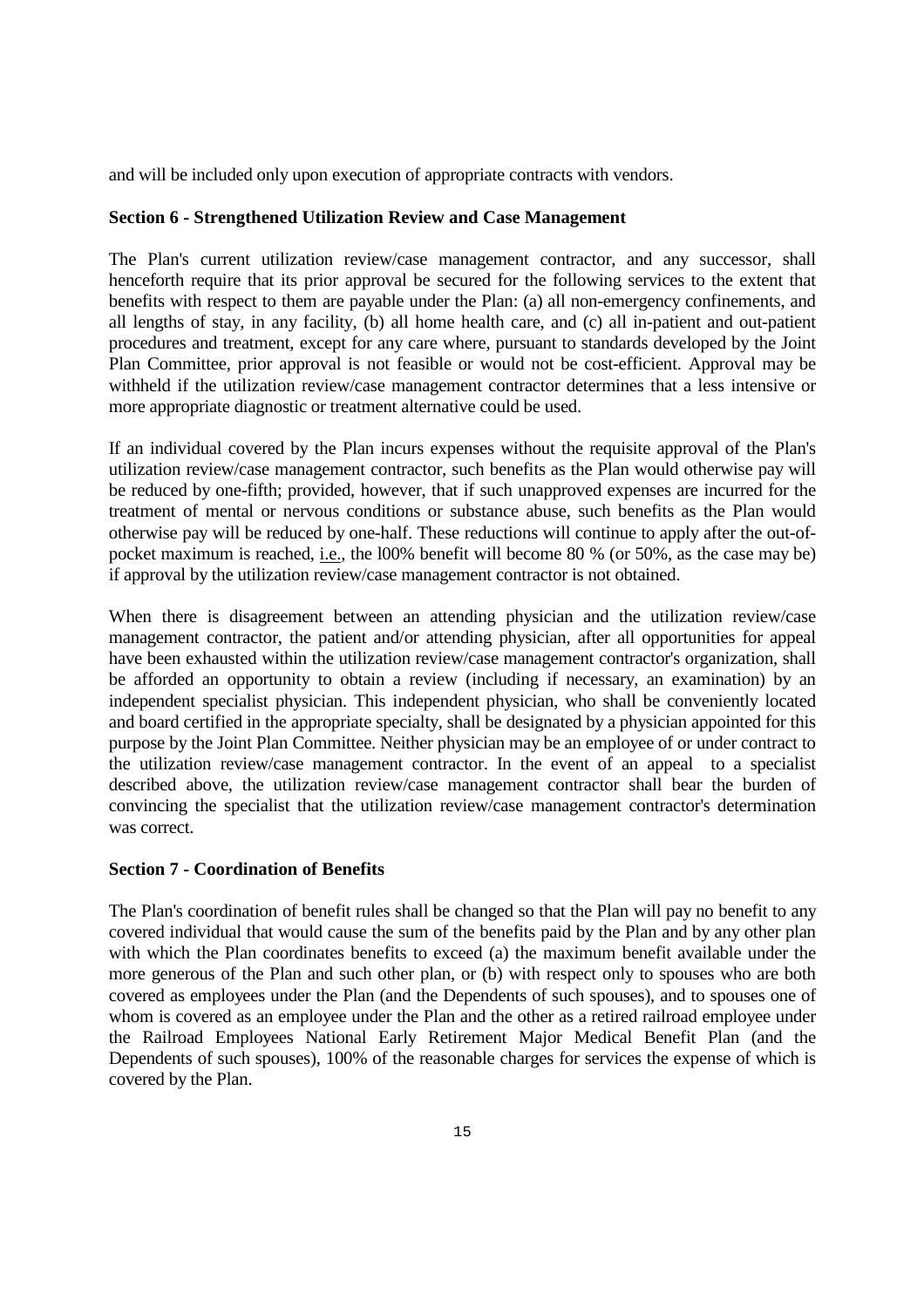and will be included only upon execution of appropriate contracts with vendors.

**Section 6 - Strengthened Utilization Review and Case Management**

The Plan's current utilization review/case management contractor, and any successor, shall henceforth require that its prior approval be secured for the following services to the extent that benefits with respect to them are payable under the Plan: (a) all non-emergency confinements, and all lengths of stay, in any facility, (b) all home health care, and (c) all in-patient and out-patient procedures and treatment, except for any care where, pursuant to standards developed by the Joint Plan Committee, prior approval is not feasible or would not be cost-efficient. Approval may be withheld if the utilization review/case management contractor determines that a less intensive or more appropriate diagnostic or treatment alternative could be used.

If an individual covered by the Plan incurs expenses without the requisite approval of the Plan's utilization review/case management contractor, such benefits as the Plan would otherwise pay will be reduced by one-fifth; provided, however, that if such unapproved expenses are incurred for the treatment of mental or nervous conditions or substance abuse, such benefits as the Plan would otherwise pay will be reduced by one-half. These reductions will continue to apply after the out-of-pocket maximum is reached, i.e., the l00% benefit will become 80 % (or 50%, as the case may be) if approval by the utilization review/case management contractor is not obtained.

When there is disagreement between an attending physician and the utilization review/case management contractor, the patient and/or attending physician, after all opportunities for appeal have been exhausted within the utilization review/case management contractor's organization, shall be afforded an opportunity to obtain a review (including if necessary, an examination) by an independent specialist physician. This independent physician, who shall be conveniently located and board certified in the appropriate specialty, shall be designated by a physician appointed for this purpose by the Joint Plan Committee. Neither physician may be an employee of or under contract to the utilization review/case management contractor. In the event of an appeal to a specialist described above, the utilization review/case management contractor shall bear the burden of convincing the specialist that the utilization review/case management contractor's determination was correct.

**Section 7 - Coordination of Benefits**

The Plan's coordination of benefit rules shall be changed so that the Plan will pay no benefit to any covered individual that would cause the sum of the benefits paid by the Plan and by any other plan with which the Plan coordinates benefits to exceed (a) the maximum benefit available under the more generous of the Plan and such other plan, or (b) with respect only to spouses who are both covered as employees under the Plan (and the Dependents of such spouses), and to spouses one of whom is covered as an employee under the Plan and the other as a retired railroad employee under the Railroad Employees National Early Retirement Major Medical Benefit Plan (and the Dependents of such spouses), 100% of the reasonable charges for services the expense of which is covered by the Plan.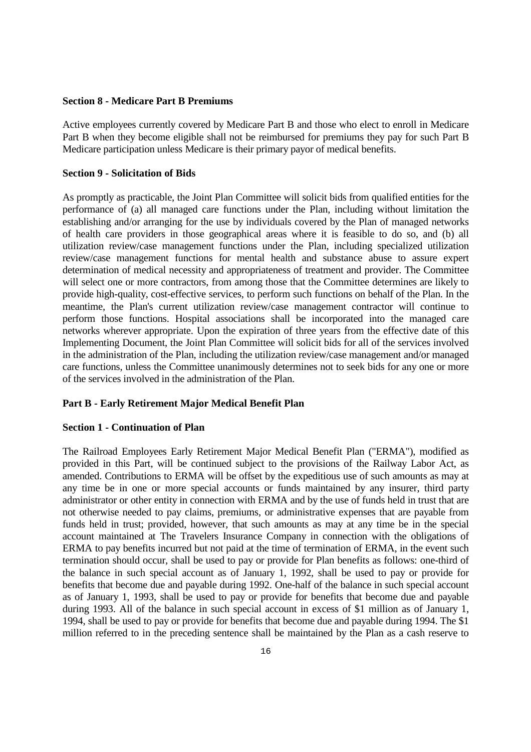**Section 8 - Medicare Part B Premiums**

Active employees currently covered by Medicare Part B and those who elect to enroll in Medicare Part B when they become eligible shall not be reimbursed for premiums they pay for such Part B Medicare participation unless Medicare is their primary payor of medical benefits.

**Section 9 - Solicitation of Bids**

As promptly as practicable, the Joint Plan Committee will solicit bids from qualified entities for the performance of (a) all managed care functions under the Plan, including without limitation the establishing and/or arranging for the use by individuals covered by the Plan of managed networks of health care providers in those geographical areas where it is feasible to do so, and (b) all utilization review/case management functions under the Plan, including specialized utilization review/case management functions for mental health and substance abuse to assure expert determination of medical necessity and appropriateness of treatment and provider. The Committee will select one or more contractors, from among those that the Committee determines are likely to provide high-quality, cost-effective services, to perform such functions on behalf of the Plan. In the meantime, the Plan's current utilization review/case management contractor will continue to perform those functions. Hospital associations shall be incorporated into the managed care networks wherever appropriate. Upon the expiration of three years from the effective date of this Implementing Document, the Joint Plan Committee will solicit bids for all of the services involved in the administration of the Plan, including the utilization review/case management and/or managed care functions, unless the Committee unanimously determines not to seek bids for any one or more of the services involved in the administration of the Plan.

**Part B - Early Retirement Major Medical Benefit Plan**

**Section 1 - Continuation of Plan**

The Railroad Employees Early Retirement Major Medical Benefit Plan ("ERMA"), modified as provided in this Part, will be continued subject to the provisions of the Railway Labor Act, as amended. Contributions to ERMA will be offset by the expeditious use of such amounts as may at any time be in one or more special accounts or funds maintained by any insurer, third party administrator or other entity in connection with ERMA and by the use of funds held in trust that are not otherwise needed to pay claims, premiums, or administrative expenses that are payable from funds held in trust; provided, however, that such amounts as may at any time be in the special account maintained at The Travelers Insurance Company in connection with the obligations of ERMA to pay benefits incurred but not paid at the time of termination of ERMA, in the event such termination should occur, shall be used to pay or provide for Plan benefits as follows: one-third of the balance in such special account as of January 1, 1992, shall be used to pay or provide for benefits that become due and payable during 1992. One-half of the balance in such special account as of January 1, 1993, shall be used to pay or provide for benefits that become due and payable during 1993. All of the balance in such special account in excess of \$1 million as of January 1, 1994, shall be used to pay or provide for benefits that become due and payable during 1994. The \$1 million referred to in the preceding sentence shall be maintained by the Plan as a cash reserve to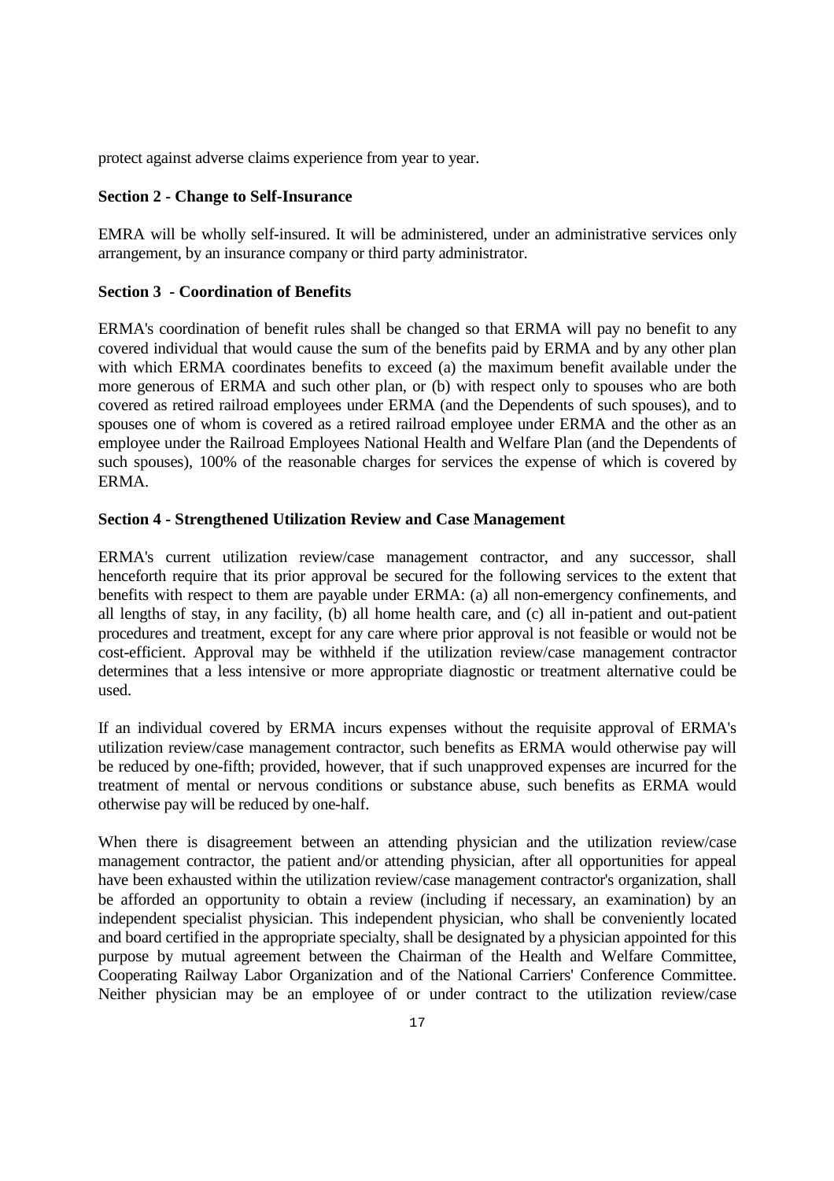protect against adverse claims experience from year to year.

**Section 2 - Change to Self-Insurance**

EMRA will be wholly self-insured. It will be administered, under an administrative services only arrangement, by an insurance company or third party administrator.

**Section 3 - Coordination of Benefits**

ERMA's coordination of benefit rules shall be changed so that ERMA will pay no benefit to any covered individual that would cause the sum of the benefits paid by ERMA and by any other plan with which ERMA coordinates benefits to exceed (a) the maximum benefit available under the more generous of ERMA and such other plan, or (b) with respect only to spouses who are both covered as retired railroad employees under ERMA (and the Dependents of such spouses), and to spouses one of whom is covered as a retired railroad employee under ERMA and the other as an employee under the Railroad Employees National Health and Welfare Plan (and the Dependents of such spouses), 100% of the reasonable charges for services the expense of which is covered by ERMA.

**Section 4 - Strengthened Utilization Review and Case Management**

ERMA's current utilization review/case management contractor, and any successor, shall henceforth require that its prior approval be secured for the following services to the extent that benefits with respect to them are payable under ERMA: (a) all non-emergency confinements, and all lengths of stay, in any facility, (b) all home health care, and (c) all in-patient and out-patient procedures and treatment, except for any care where prior approval is not feasible or would not be cost-efficient. Approval may be withheld if the utilization review/case management contractor determines that a less intensive or more appropriate diagnostic or treatment alternative could be used.

If an individual covered by ERMA incurs expenses without the requisite approval of ERMA's utilization review/case management contractor, such benefits as ERMA would otherwise pay will be reduced by one-fifth; provided, however, that if such unapproved expenses are incurred for the treatment of mental or nervous conditions or substance abuse, such benefits as ERMA would otherwise pay will be reduced by one-half.

When there is disagreement between an attending physician and the utilization review/case management contractor, the patient and/or attending physician, after all opportunities for appeal have been exhausted within the utilization review/case management contractor's organization, shall be afforded an opportunity to obtain a review (including if necessary, an examination) by an independent specialist physician. This independent physician, who shall be conveniently located and board certified in the appropriate specialty, shall be designated by a physician appointed for this purpose by mutual agreement between the Chairman of the Health and Welfare Committee, Cooperating Railway Labor Organization and of the National Carriers' Conference Committee. Neither physician may be an employee of or under contract to the utilization review/case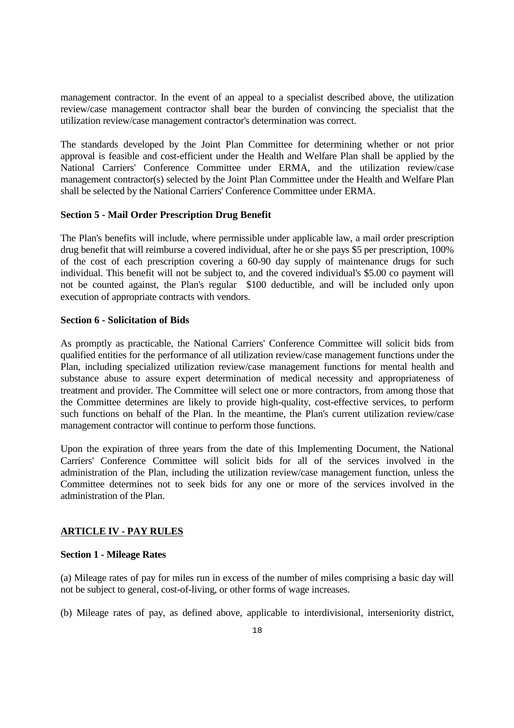management contractor. In the event of an appeal to a specialist described above, the utilization review/case management contractor shall bear the burden of convincing the specialist that the utilization review/case management contractor's determination was correct.

The standards developed by the Joint Plan Committee for determining whether or not prior approval is feasible and cost-efficient under the Health and Welfare Plan shall be applied by the National Carriers' Conference Committee under ERMA, and the utilization review/case management contractor(s) selected by the Joint Plan Committee under the Health and Welfare Plan shall be selected by the National Carriers' Conference Committee under ERMA.

**Section 5 - Mail Order Prescription Drug Benefit**

The Plan's benefits will include, where permissible under applicable law, a mail order prescription drug benefit that will reimburse a covered individual, after he or she pays $5 per prescription, 100% of the cost of each prescription covering a 60-90 day supply of maintenance drugs for such individual. This benefit will not be subject to, and the covered individual's $5.00 co payment will not be counted against, the Plan's regular $100 deductible, and will be included only upon execution of appropriate contracts with vendors.

**Section 6 - Solicitation of Bids**

As promptly as practicable, the National Carriers' Conference Committee will solicit bids from qualified entities for the performance of all utilization review/case management functions under the Plan, including specialized utilization review/case management functions for mental health and substance abuse to assure expert determination of medical necessity and appropriateness of treatment and provider. The Committee will select one or more contractors, from among those that the Committee determines are likely to provide high-quality, cost-effective services, to perform such functions on behalf of the Plan. In the meantime, the Plan's current utilization review/case management contractor will continue to perform those functions.

Upon the expiration of three years from the date of this Implementing Document, the National Carriers' Conference Committee will solicit bids for all of the services involved in the administration of the Plan, including the utilization review/case management function, unless the Committee determines not to seek bids for any one or more of the services involved in the administration of the Plan.

## ARTICLE IV - PAY RULES

**Section 1 - Mileage Rates**

(a) Mileage rates of pay for miles run in excess of the number of miles comprising a basic day will not be subject to general, cost-of-living, or other forms of wage increases.

(b) Mileage rates of pay, as defined above, applicable to interdivisional, interseniority district,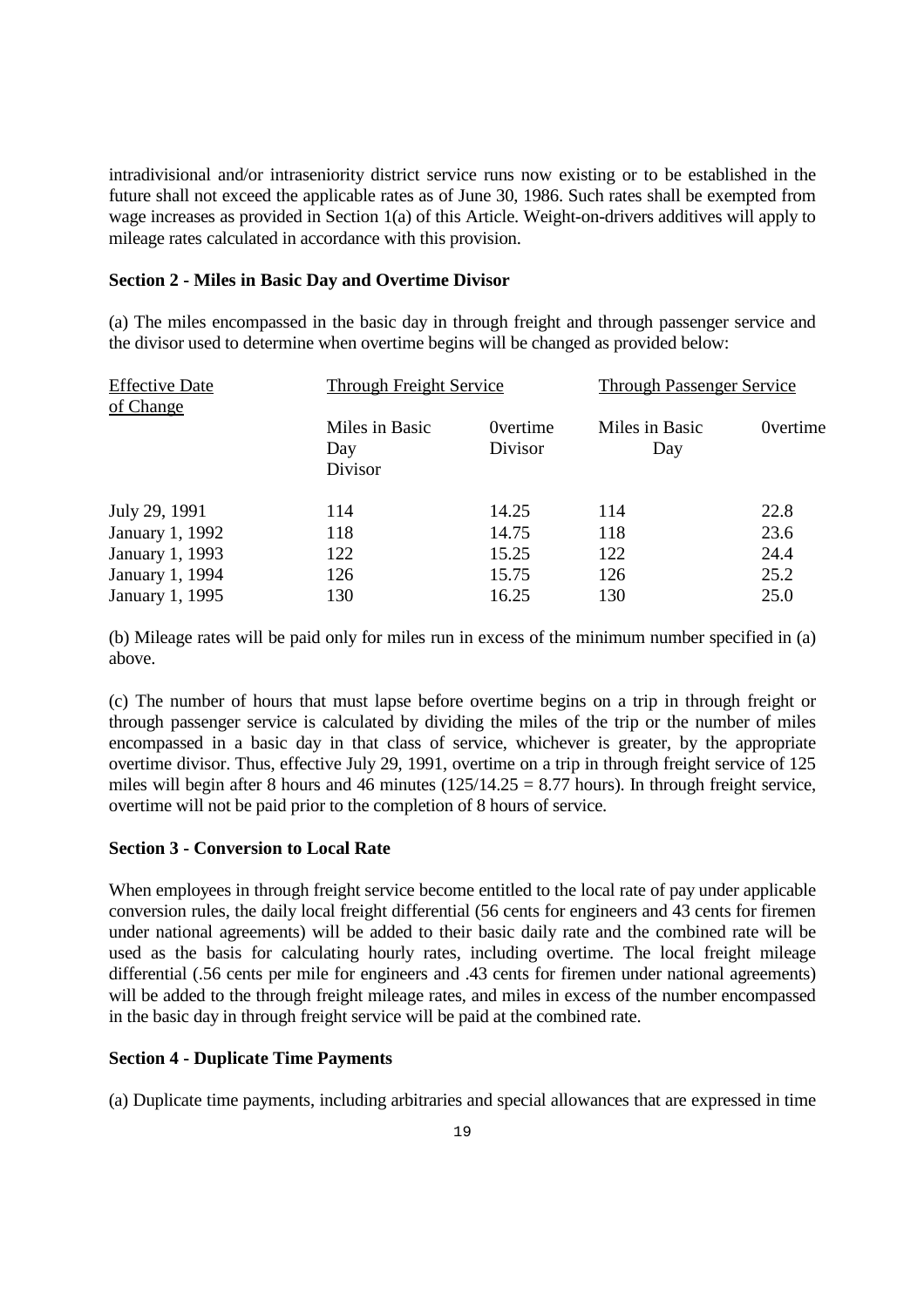intradivisional and/or intraseniority district service runs now existing or to be established in the future shall not exceed the applicable rates as of June 30, 1986. Such rates shall be exempted from wage increases as provided in Section 1(a) of this Article. Weight-on-drivers additives will apply to mileage rates calculated in accordance with this provision.

**Section 2 - Miles in Basic Day and Overtime Divisor**

(a) The miles encompassed in the basic day in through freight and through passenger service and the divisor used to determine when overtime begins will be changed as provided below:

| Effective Date of Change | Through Freight Service | | Through Passenger Service | |
|---|---|---|---|---|
| | Miles in Basic Day Divisor | 0vertime Divisor | Miles in Basic Day | 0vertime |
| July 29, 1991 | 114 | 14.25 | 114 | 22.8 |
| January 1, 1992 | 118 | 14.75 | 118 | 23.6 |
| January 1, 1993 | 122 | 15.25 | 122 | 24.4 |
| January 1, 1994 | 126 | 15.75 | 126 | 25.2 |
| January 1, 1995 | 130 | 16.25 | 130 | 25.0 |

(b) Mileage rates will be paid only for miles run in excess of the minimum number specified in (a) above.

(c) The number of hours that must lapse before overtime begins on a trip in through freight or through passenger service is calculated by dividing the miles of the trip or the number of miles encompassed in a basic day in that class of service, whichever is greater, by the appropriate overtime divisor. Thus, effective July 29, 1991, overtime on a trip in through freight service of 125 miles will begin after 8 hours and 46 minutes (125/14.25 = 8.77 hours). In through freight service, overtime will not be paid prior to the completion of 8 hours of service.

**Section 3 - Conversion to Local Rate**

When employees in through freight service become entitled to the local rate of pay under applicable conversion rules, the daily local freight differential (56 cents for engineers and 43 cents for firemen under national agreements) will be added to their basic daily rate and the combined rate will be used as the basis for calculating hourly rates, including overtime. The local freight mileage differential (.56 cents per mile for engineers and .43 cents for firemen under national agreements) will be added to the through freight mileage rates, and miles in excess of the number encompassed in the basic day in through freight service will be paid at the combined rate.

**Section 4 - Duplicate Time Payments**

(a) Duplicate time payments, including arbitraries and special allowances that are expressed in time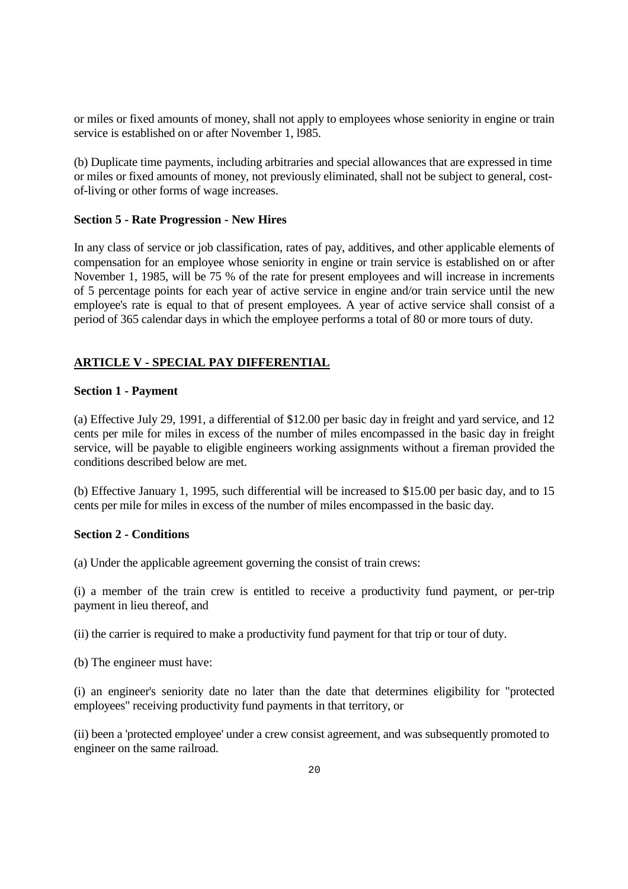or miles or fixed amounts of money, shall not apply to employees whose seniority in engine or train service is established on or after November 1, l985.

(b) Duplicate time payments, including arbitraries and special allowances that are expressed in time or miles or fixed amounts of money, not previously eliminated, shall not be subject to general, cost-of-living or other forms of wage increases.

**Section 5 - Rate Progression - New Hires**

In any class of service or job classification, rates of pay, additives, and other applicable elements of compensation for an employee whose seniority in engine or train service is established on or after November 1, 1985, will be 75 % of the rate for present employees and will increase in increments of 5 percentage points for each year of active service in engine and/or train service until the new employee's rate is equal to that of present employees. A year of active service shall consist of a period of 365 calendar days in which the employee performs a total of 80 or more tours of duty.

## ARTICLE V - SPECIAL PAY DIFFERENTIAL

**Section 1 - Payment**

(a) Effective July 29, 1991, a differential of $12.00 per basic day in freight and yard service, and 12 cents per mile for miles in excess of the number of miles encompassed in the basic day in freight service, will be payable to eligible engineers working assignments without a fireman provided the conditions described below are met.

(b) Effective January 1, 1995, such differential will be increased to $15.00 per basic day, and to 15 cents per mile for miles in excess of the number of miles encompassed in the basic day.

**Section 2 - Conditions**

(a) Under the applicable agreement governing the consist of train crews:

(i) a member of the train crew is entitled to receive a productivity fund payment, or per-trip payment in lieu thereof, and

(ii) the carrier is required to make a productivity fund payment for that trip or tour of duty.

(b) The engineer must have:

(i) an engineer's seniority date no later than the date that determines eligibility for "protected employees" receiving productivity fund payments in that territory, or

(ii) been a 'protected employee' under a crew consist agreement, and was subsequently promoted to engineer on the same railroad.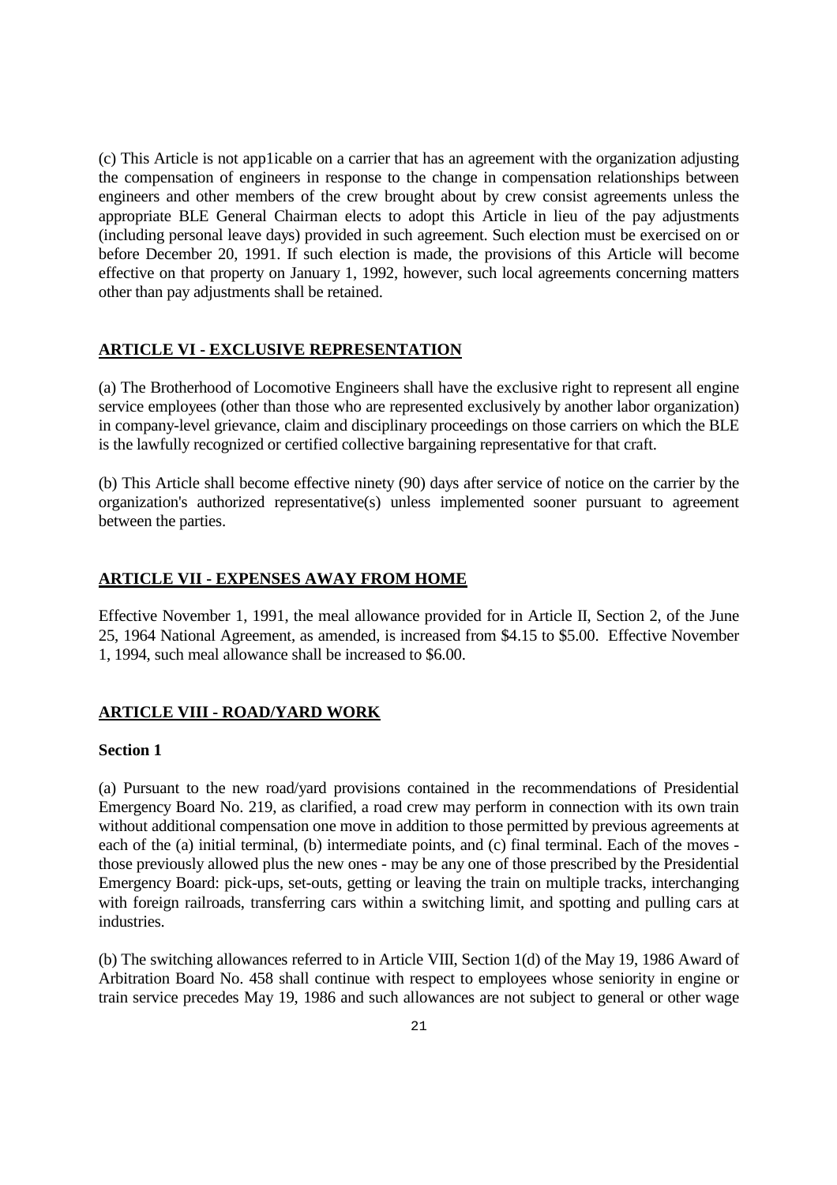(c) This Article is not app1icable on a carrier that has an agreement with the organization adjusting the compensation of engineers in response to the change in compensation relationships between engineers and other members of the crew brought about by crew consist agreements unless the appropriate BLE General Chairman elects to adopt this Article in lieu of the pay adjustments (including personal leave days) provided in such agreement. Such election must be exercised on or before December 20, 1991. If such election is made, the provisions of this Article will become effective on that property on January 1, 1992, however, such local agreements concerning matters other than pay adjustments shall be retained.

## ARTICLE VI - EXCLUSIVE REPRESENTATION

(a) The Brotherhood of Locomotive Engineers shall have the exclusive right to represent all engine service employees (other than those who are represented exclusively by another labor organization) in company-level grievance, claim and disciplinary proceedings on those carriers on which the BLE is the lawfully recognized or certified collective bargaining representative for that craft.

(b) This Article shall become effective ninety (90) days after service of notice on the carrier by the organization's authorized representative(s) unless implemented sooner pursuant to agreement between the parties.

## ARTICLE VII - EXPENSES AWAY FROM HOME

Effective November 1, 1991, the meal allowance provided for in Article II, Section 2, of the June 25, 1964 National Agreement, as amended, is increased from $4.15 to $5.00. Effective November 1, 1994, such meal allowance shall be increased to $6.00.

## ARTICLE VIII - ROAD/YARD WORK

### Section 1

(a) Pursuant to the new road/yard provisions contained in the recommendations of Presidential Emergency Board No. 219, as clarified, a road crew may perform in connection with its own train without additional compensation one move in addition to those permitted by previous agreements at each of the (a) initial terminal, (b) intermediate points, and (c) final terminal. Each of the moves - those previously allowed plus the new ones - may be any one of those prescribed by the Presidential Emergency Board: pick-ups, set-outs, getting or leaving the train on multiple tracks, interchanging with foreign railroads, transferring cars within a switching limit, and spotting and pulling cars at industries.

(b) The switching allowances referred to in Article VIII, Section 1(d) of the May 19, 1986 Award of Arbitration Board No. 458 shall continue with respect to employees whose seniority in engine or train service precedes May 19, 1986 and such allowances are not subject to general or other wage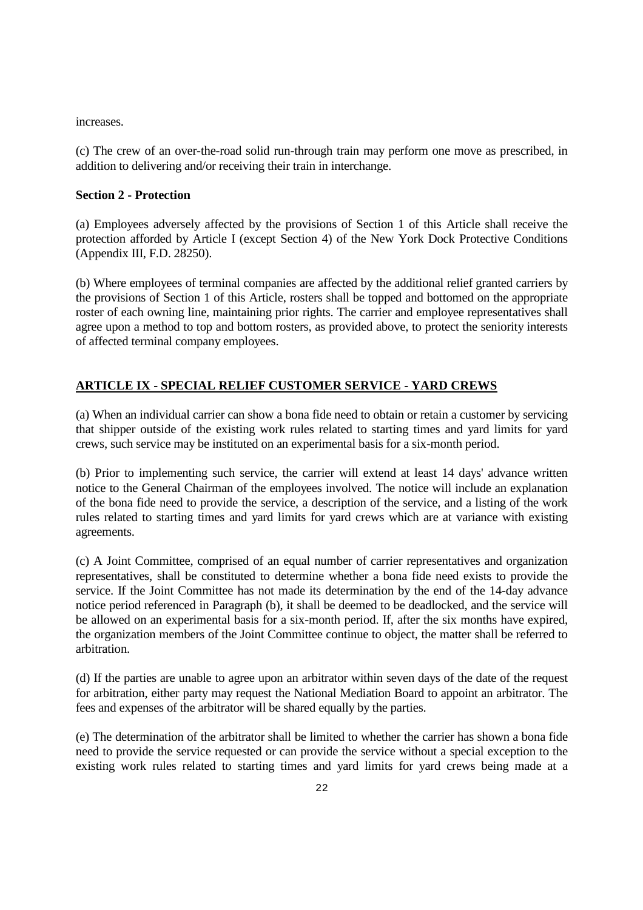increases.

(c) The crew of an over-the-road solid run-through train may perform one move as prescribed, in addition to delivering and/or receiving their train in interchange.

**Section 2 - Protection**

(a) Employees adversely affected by the provisions of Section 1 of this Article shall receive the protection afforded by Article I (except Section 4) of the New York Dock Protective Conditions (Appendix III, F.D. 28250).

(b) Where employees of terminal companies are affected by the additional relief granted carriers by the provisions of Section 1 of this Article, rosters shall be topped and bottomed on the appropriate roster of each owning line, maintaining prior rights. The carrier and employee representatives shall agree upon a method to top and bottom rosters, as provided above, to protect the seniority interests of affected terminal company employees.

## ARTICLE IX - SPECIAL RELIEF CUSTOMER SERVICE - YARD CREWS

(a) When an individual carrier can show a bona fide need to obtain or retain a customer by servicing that shipper outside of the existing work rules related to starting times and yard limits for yard crews, such service may be instituted on an experimental basis for a six-month period.

(b) Prior to implementing such service, the carrier will extend at least 14 days' advance written notice to the General Chairman of the employees involved. The notice will include an explanation of the bona fide need to provide the service, a description of the service, and a listing of the work rules related to starting times and yard limits for yard crews which are at variance with existing agreements.

(c) A Joint Committee, comprised of an equal number of carrier representatives and organization representatives, shall be constituted to determine whether a bona fide need exists to provide the service. If the Joint Committee has not made its determination by the end of the 14-day advance notice period referenced in Paragraph (b), it shall be deemed to be deadlocked, and the service will be allowed on an experimental basis for a six-month period. If, after the six months have expired, the organization members of the Joint Committee continue to object, the matter shall be referred to arbitration.

(d) If the parties are unable to agree upon an arbitrator within seven days of the date of the request for arbitration, either party may request the National Mediation Board to appoint an arbitrator. The fees and expenses of the arbitrator will be shared equally by the parties.

(e) The determination of the arbitrator shall be limited to whether the carrier has shown a bona fide need to provide the service requested or can provide the service without a special exception to the existing work rules related to starting times and yard limits for yard crews being made at a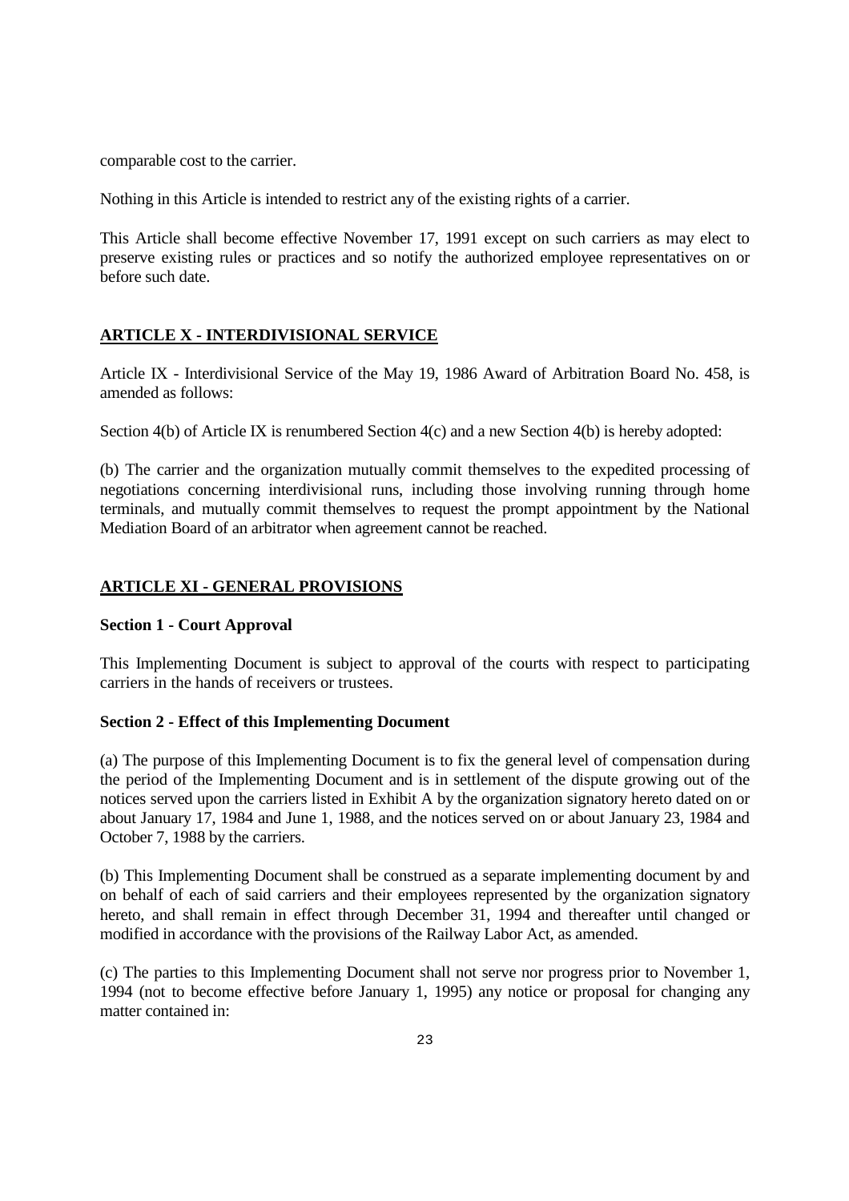comparable cost to the carrier.

Nothing in this Article is intended to restrict any of the existing rights of a carrier.

This Article shall become effective November 17, 1991 except on such carriers as may elect to preserve existing rules or practices and so notify the authorized employee representatives on or before such date.

## ARTICLE X - INTERDIVISIONAL SERVICE

Article IX - Interdivisional Service of the May 19, 1986 Award of Arbitration Board No. 458, is amended as follows:

Section 4(b) of Article IX is renumbered Section 4(c) and a new Section 4(b) is hereby adopted:

(b) The carrier and the organization mutually commit themselves to the expedited processing of negotiations concerning interdivisional runs, including those involving running through home terminals, and mutually commit themselves to request the prompt appointment by the National Mediation Board of an arbitrator when agreement cannot be reached.

## ARTICLE XI - GENERAL PROVISIONS

### Section 1 - Court Approval

This Implementing Document is subject to approval of the courts with respect to participating carriers in the hands of receivers or trustees.

### Section 2 - Effect of this Implementing Document

(a) The purpose of this Implementing Document is to fix the general level of compensation during the period of the Implementing Document and is in settlement of the dispute growing out of the notices served upon the carriers listed in Exhibit A by the organization signatory hereto dated on or about January 17, 1984 and June 1, 1988, and the notices served on or about January 23, 1984 and October 7, 1988 by the carriers.

(b) This Implementing Document shall be construed as a separate implementing document by and on behalf of each of said carriers and their employees represented by the organization signatory hereto, and shall remain in effect through December 31, 1994 and thereafter until changed or modified in accordance with the provisions of the Railway Labor Act, as amended.

(c) The parties to this Implementing Document shall not serve nor progress prior to November 1, 1994 (not to become effective before January 1, 1995) any notice or proposal for changing any matter contained in: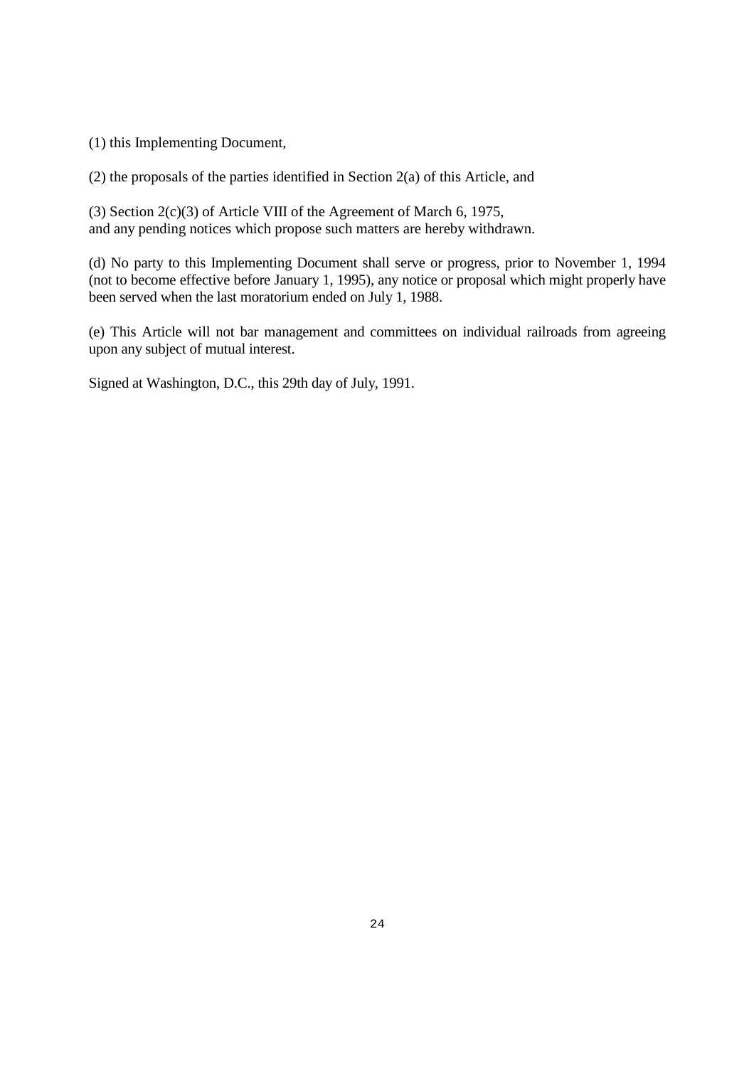(1) this Implementing Document,

(2) the proposals of the parties identified in Section 2(a) of this Article, and

(3) Section 2(c)(3) of Article VIII of the Agreement of March 6, 1975,
and any pending notices which propose such matters are hereby withdrawn.

(d) No party to this Implementing Document shall serve or progress, prior to November 1, 1994 (not to become effective before January 1, 1995), any notice or proposal which might properly have been served when the last moratorium ended on July 1, 1988.

(e) This Article will not bar management and committees on individual railroads from agreeing upon any subject of mutual interest.

Signed at Washington, D.C., this 29th day of July, 1991.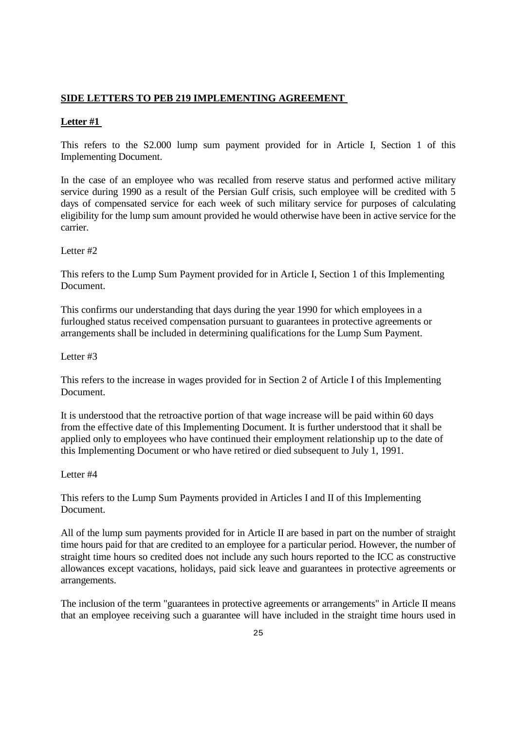**SIDE LETTERS TO PEB 219 IMPLEMENTING AGREEMENT**

**Letter #1**

This refers to the S2.000 lump sum payment provided for in Article I, Section 1 of this Implementing Document.

In the case of an employee who was recalled from reserve status and performed active military service during 1990 as a result of the Persian Gulf crisis, such employee will be credited with 5 days of compensated service for each week of such military service for purposes of calculating eligibility for the lump sum amount provided he would otherwise have been in active service for the carrier.

Letter #2

This refers to the Lump Sum Payment provided for in Article I, Section 1 of this Implementing Document.

This confirms our understanding that days during the year 1990 for which employees in a furloughed status received compensation pursuant to guarantees in protective agreements or arrangements shall be included in determining qualifications for the Lump Sum Payment.

Letter #3

This refers to the increase in wages provided for in Section 2 of Article I of this Implementing Document.

It is understood that the retroactive portion of that wage increase will be paid within 60 days from the effective date of this Implementing Document. It is further understood that it shall be applied only to employees who have continued their employment relationship up to the date of this Implementing Document or who have retired or died subsequent to July 1, 1991.

Letter #4

This refers to the Lump Sum Payments provided in Articles I and II of this Implementing Document.

All of the lump sum payments provided for in Article II are based in part on the number of straight time hours paid for that are credited to an employee for a particular period. However, the number of straight time hours so credited does not include any such hours reported to the ICC as constructive allowances except vacations, holidays, paid sick leave and guarantees in protective agreements or arrangements.

The inclusion of the term "guarantees in protective agreements or arrangements" in Article II means that an employee receiving such a guarantee will have included in the straight time hours used in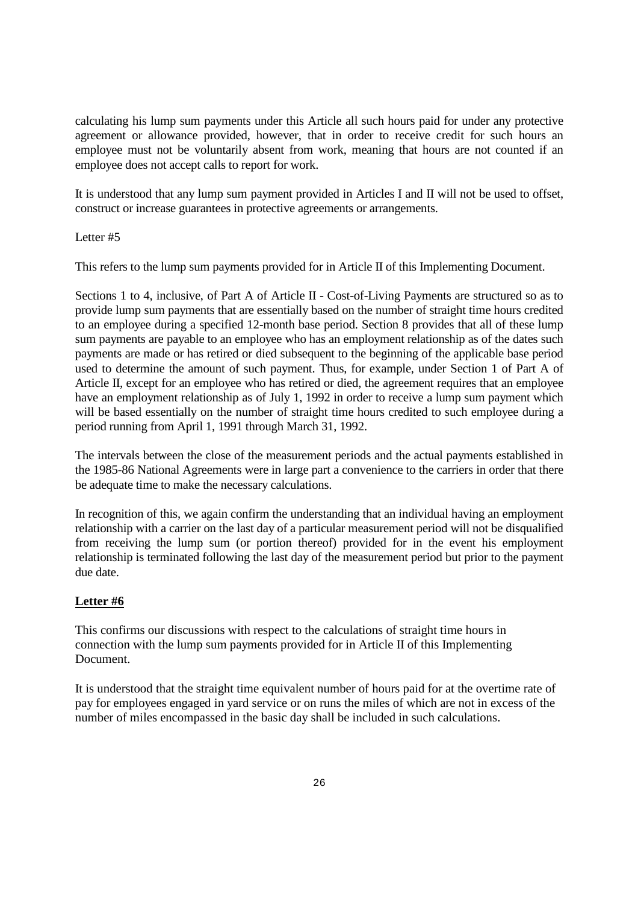calculating his lump sum payments under this Article all such hours paid for under any protective agreement or allowance provided, however, that in order to receive credit for such hours an employee must not be voluntarily absent from work, meaning that hours are not counted if an employee does not accept calls to report for work.

It is understood that any lump sum payment provided in Articles I and II will not be used to offset, construct or increase guarantees in protective agreements or arrangements.

Letter #5

This refers to the lump sum payments provided for in Article II of this Implementing Document.

Sections 1 to 4, inclusive, of Part A of Article II - Cost-of-Living Payments are structured so as to provide lump sum payments that are essentially based on the number of straight time hours credited to an employee during a specified 12-month base period. Section 8 provides that all of these lump sum payments are payable to an employee who has an employment relationship as of the dates such payments are made or has retired or died subsequent to the beginning of the applicable base period used to determine the amount of such payment. Thus, for example, under Section 1 of Part A of Article II, except for an employee who has retired or died, the agreement requires that an employee have an employment relationship as of July 1, 1992 in order to receive a lump sum payment which will be based essentially on the number of straight time hours credited to such employee during a period running from April 1, 1991 through March 31, 1992.

The intervals between the close of the measurement periods and the actual payments established in the 1985-86 National Agreements were in large part a convenience to the carriers in order that there be adequate time to make the necessary calculations.

In recognition of this, we again confirm the understanding that an individual having an employment relationship with a carrier on the last day of a particular measurement period will not be disqualified from receiving the lump sum (or portion thereof) provided for in the event his employment relationship is terminated following the last day of the measurement period but prior to the payment due date.

**Letter #6**

This confirms our discussions with respect to the calculations of straight time hours in connection with the lump sum payments provided for in Article II of this Implementing Document.

It is understood that the straight time equivalent number of hours paid for at the overtime rate of pay for employees engaged in yard service or on runs the miles of which are not in excess of the number of miles encompassed in the basic day shall be included in such calculations.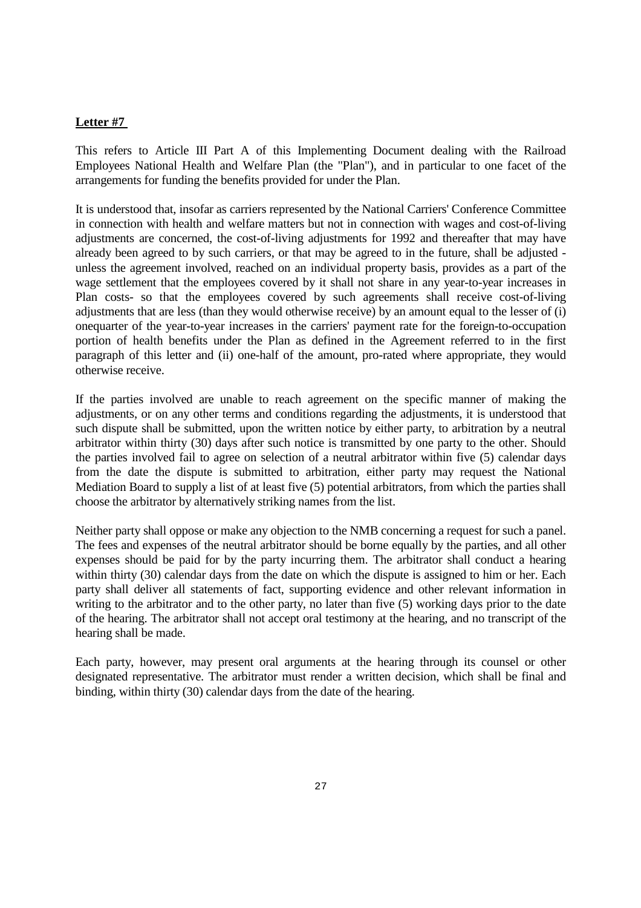**Letter #7**

This refers to Article III Part A of this Implementing Document dealing with the Railroad Employees National Health and Welfare Plan (the "Plan"), and in particular to one facet of the arrangements for funding the benefits provided for under the Plan.

It is understood that, insofar as carriers represented by the National Carriers' Conference Committee in connection with health and welfare matters but not in connection with wages and cost-of-living adjustments are concerned, the cost-of-living adjustments for 1992 and thereafter that may have already been agreed to by such carriers, or that may be agreed to in the future, shall be adjusted - unless the agreement involved, reached on an individual property basis, provides as a part of the wage settlement that the employees covered by it shall not share in any year-to-year increases in Plan costs- so that the employees covered by such agreements shall receive cost-of-living adjustments that are less (than they would otherwise receive) by an amount equal to the lesser of (i) onequarter of the year-to-year increases in the carriers' payment rate for the foreign-to-occupation portion of health benefits under the Plan as defined in the Agreement referred to in the first paragraph of this letter and (ii) one-half of the amount, pro-rated where appropriate, they would otherwise receive.

If the parties involved are unable to reach agreement on the specific manner of making the adjustments, or on any other terms and conditions regarding the adjustments, it is understood that such dispute shall be submitted, upon the written notice by either party, to arbitration by a neutral arbitrator within thirty (30) days after such notice is transmitted by one party to the other. Should the parties involved fail to agree on selection of a neutral arbitrator within five (5) calendar days from the date the dispute is submitted to arbitration, either party may request the National Mediation Board to supply a list of at least five (5) potential arbitrators, from which the parties shall choose the arbitrator by alternatively striking names from the list.

Neither party shall oppose or make any objection to the NMB concerning a request for such a panel. The fees and expenses of the neutral arbitrator should be borne equally by the parties, and all other expenses should be paid for by the party incurring them. The arbitrator shall conduct a hearing within thirty (30) calendar days from the date on which the dispute is assigned to him or her. Each party shall deliver all statements of fact, supporting evidence and other relevant information in writing to the arbitrator and to the other party, no later than five (5) working days prior to the date of the hearing. The arbitrator shall not accept oral testimony at the hearing, and no transcript of the hearing shall be made.

Each party, however, may present oral arguments at the hearing through its counsel or other designated representative. The arbitrator must render a written decision, which shall be final and binding, within thirty (30) calendar days from the date of the hearing.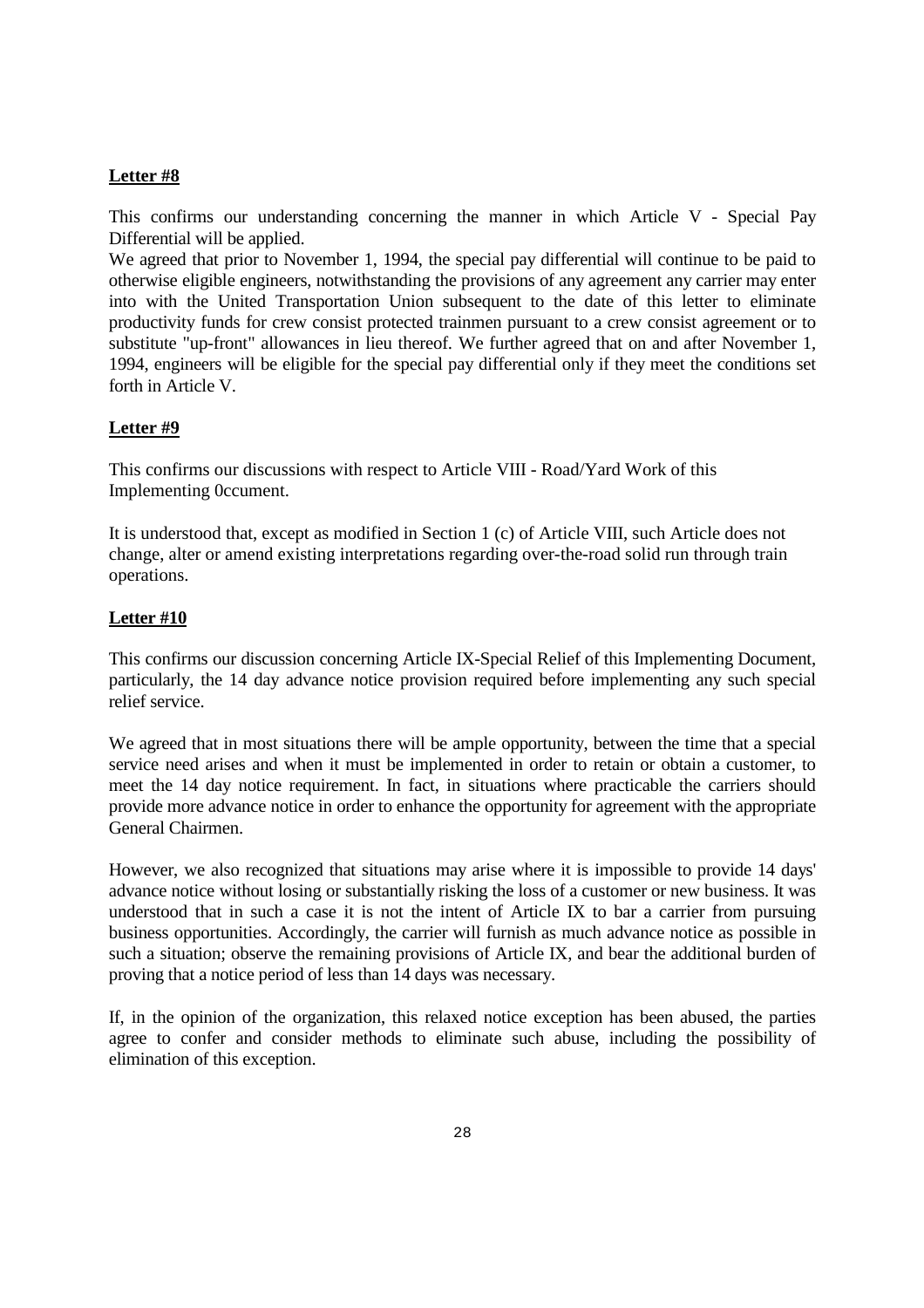**Letter #8**

This confirms our understanding concerning the manner in which Article V - Special Pay Differential will be applied.

We agreed that prior to November 1, 1994, the special pay differential will continue to be paid to otherwise eligible engineers, notwithstanding the provisions of any agreement any carrier may enter into with the United Transportation Union subsequent to the date of this letter to eliminate productivity funds for crew consist protected trainmen pursuant to a crew consist agreement or to substitute "up-front" allowances in lieu thereof. We further agreed that on and after November 1, 1994, engineers will be eligible for the special pay differential only if they meet the conditions set forth in Article V.

**Letter #9**

This confirms our discussions with respect to Article VIII - Road/Yard Work of this Implementing 0ccument.

It is understood that, except as modified in Section 1 (c) of Article VIII, such Article does not change, alter or amend existing interpretations regarding over-the-road solid run through train operations.

**Letter #10**

This confirms our discussion concerning Article IX-Special Relief of this Implementing Document, particularly, the 14 day advance notice provision required before implementing any such special relief service.

We agreed that in most situations there will be ample opportunity, between the time that a special service need arises and when it must be implemented in order to retain or obtain a customer, to meet the 14 day notice requirement. In fact, in situations where practicable the carriers should provide more advance notice in order to enhance the opportunity for agreement with the appropriate General Chairmen.

However, we also recognized that situations may arise where it is impossible to provide 14 days' advance notice without losing or substantially risking the loss of a customer or new business. It was understood that in such a case it is not the intent of Article IX to bar a carrier from pursuing business opportunities. Accordingly, the carrier will furnish as much advance notice as possible in such a situation; observe the remaining provisions of Article IX, and bear the additional burden of proving that a notice period of less than 14 days was necessary.

If, in the opinion of the organization, this relaxed notice exception has been abused, the parties agree to confer and consider methods to eliminate such abuse, including the possibility of elimination of this exception.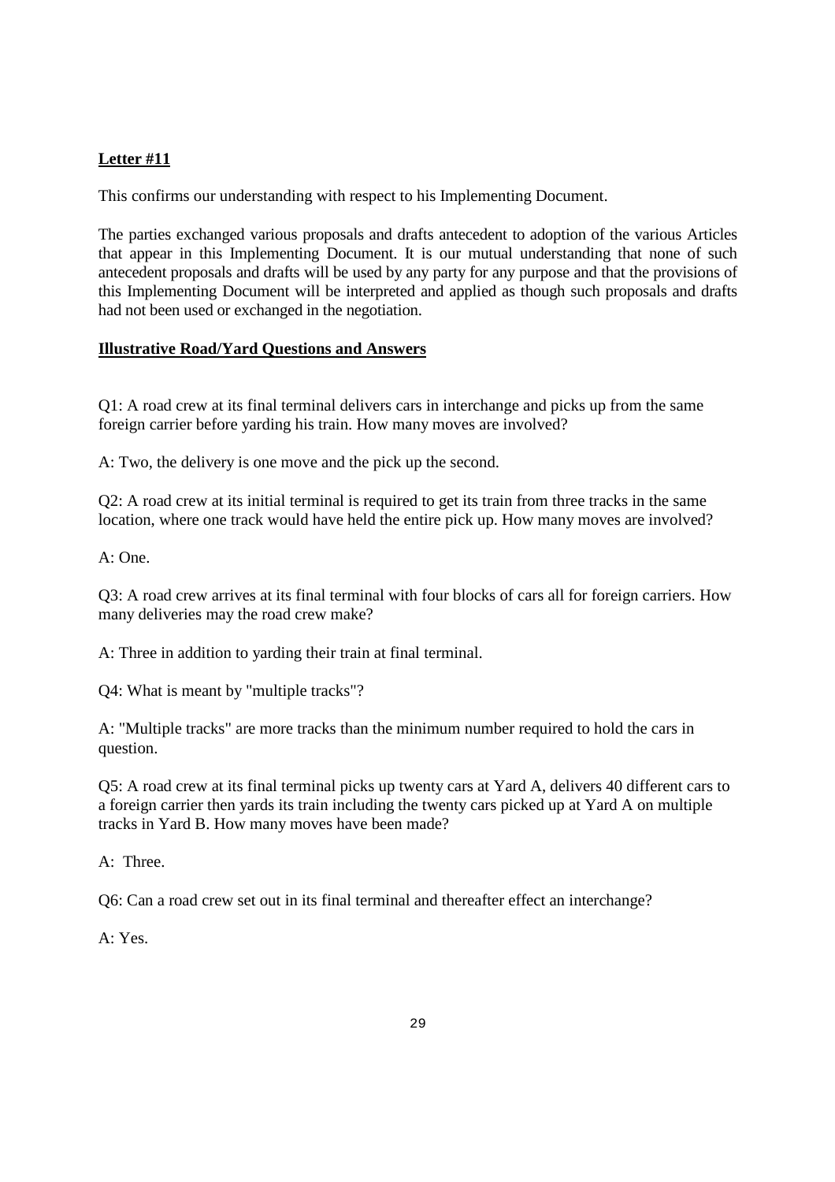**Letter #11**

This confirms our understanding with respect to his Implementing Document.

The parties exchanged various proposals and drafts antecedent to adoption of the various Articles that appear in this Implementing Document. It is our mutual understanding that none of such antecedent proposals and drafts will be used by any party for any purpose and that the provisions of this Implementing Document will be interpreted and applied as though such proposals and drafts had not been used or exchanged in the negotiation.

**Illustrative Road/Yard Questions and Answers**

Q1: A road crew at its final terminal delivers cars in interchange and picks up from the same foreign carrier before yarding his train. How many moves are involved?

A: Two, the delivery is one move and the pick up the second.

Q2: A road crew at its initial terminal is required to get its train from three tracks in the same location, where one track would have held the entire pick up. How many moves are involved?

A: One.

Q3: A road crew arrives at its final terminal with four blocks of cars all for foreign carriers. How many deliveries may the road crew make?

A: Three in addition to yarding their train at final terminal.

Q4: What is meant by "multiple tracks"?

A: "Multiple tracks" are more tracks than the minimum number required to hold the cars in question.

Q5: A road crew at its final terminal picks up twenty cars at Yard A, delivers 40 different cars to a foreign carrier then yards its train including the twenty cars picked up at Yard A on multiple tracks in Yard B. How many moves have been made?

A: Three.

Q6: Can a road crew set out in its final terminal and thereafter effect an interchange?

A: Yes.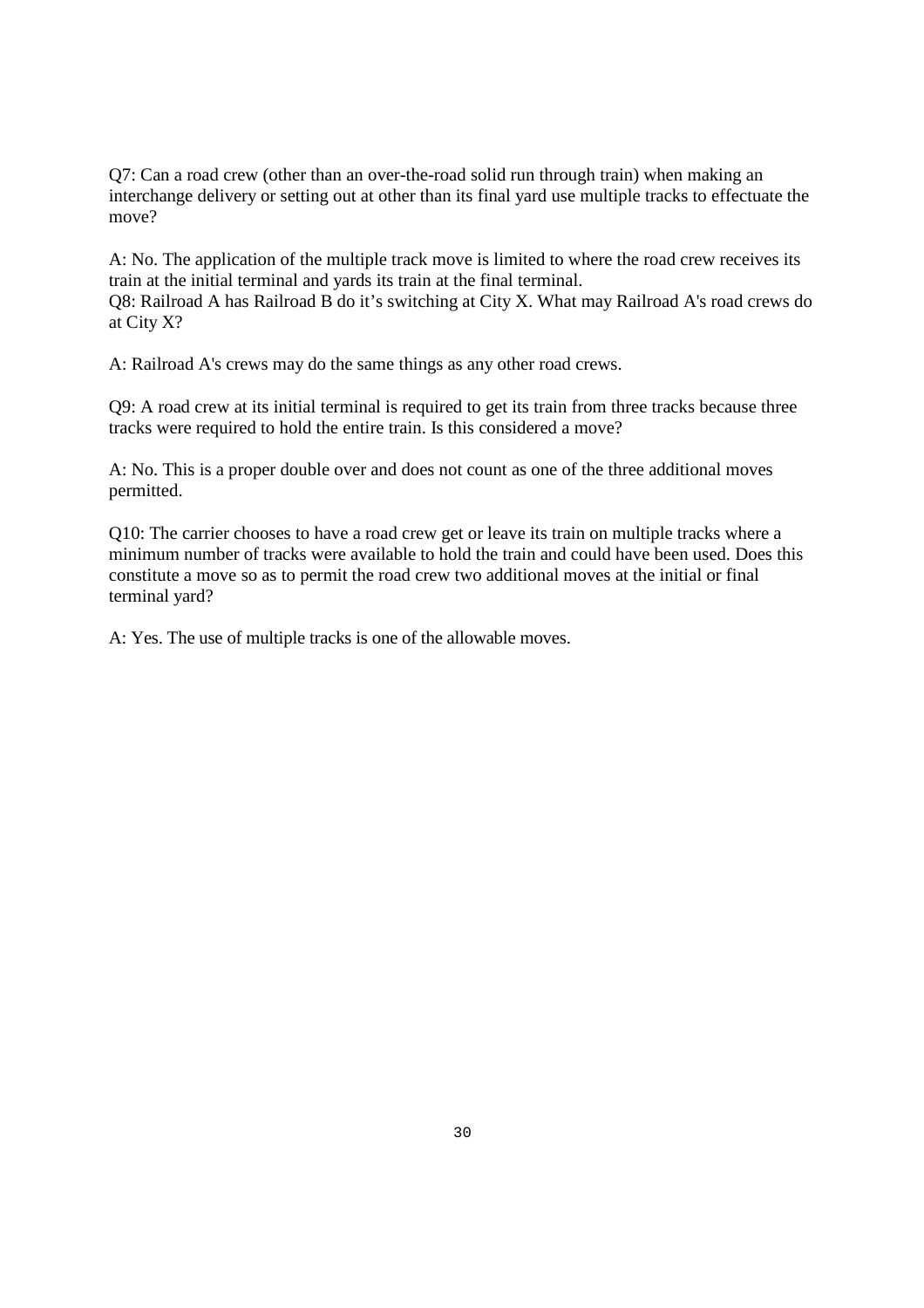Q7: Can a road crew (other than an over-the-road solid run through train) when making an interchange delivery or setting out at other than its final yard use multiple tracks to effectuate the move?

A: No. The application of the multiple track move is limited to where the road crew receives its train at the initial terminal and yards its train at the final terminal.

Q8: Railroad A has Railroad B do it's switching at City X. What may Railroad A's road crews do at City X?

A: Railroad A's crews may do the same things as any other road crews.

Q9: A road crew at its initial terminal is required to get its train from three tracks because three tracks were required to hold the entire train. Is this considered a move?

A: No. This is a proper double over and does not count as one of the three additional moves permitted.

Q10: The carrier chooses to have a road crew get or leave its train on multiple tracks where a minimum number of tracks were available to hold the train and could have been used. Does this constitute a move so as to permit the road crew two additional moves at the initial or final terminal yard?

A: Yes. The use of multiple tracks is one of the allowable moves.